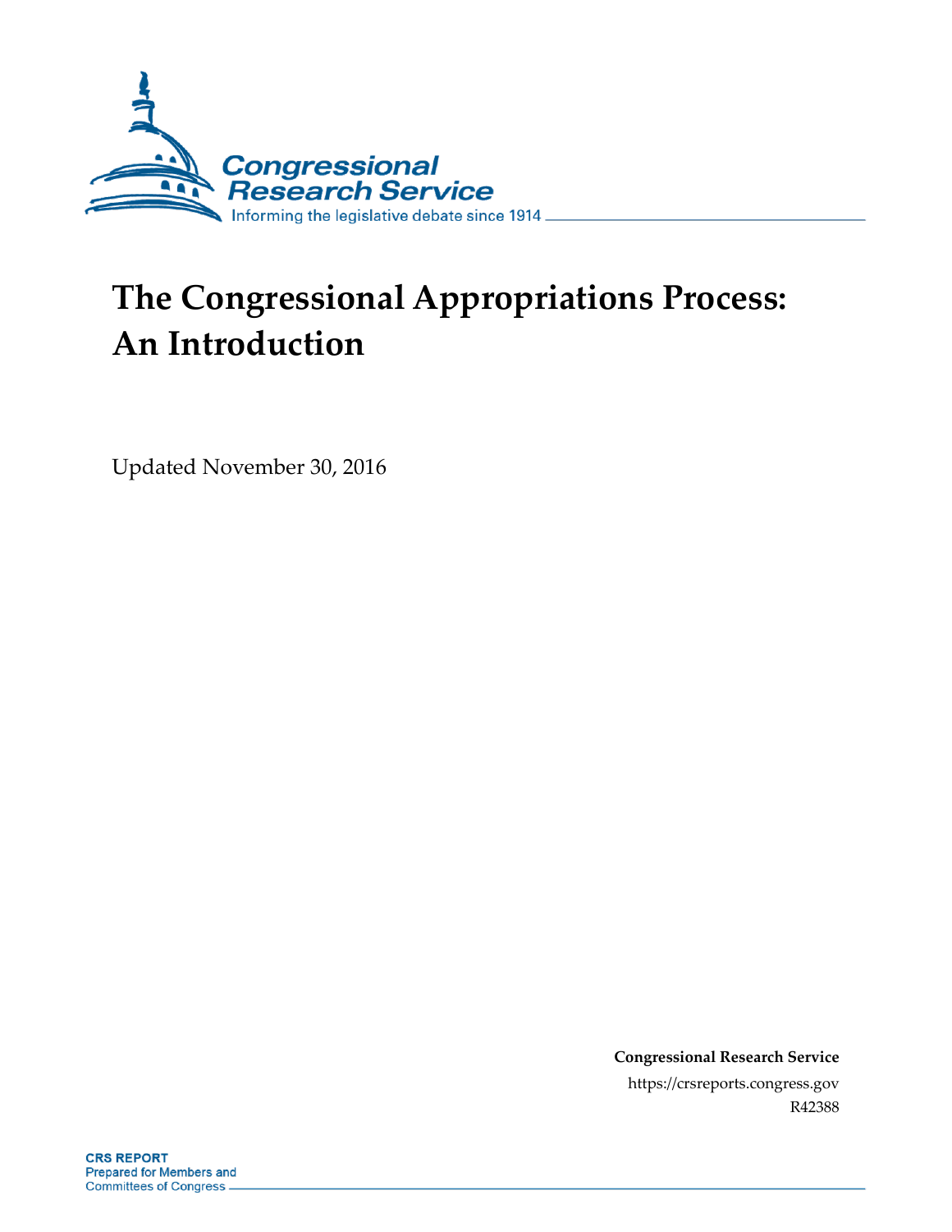Congressional Research Service

Informing the legislative debate since 1914

# The Congressional Appropriations Process: An Introduction

Updated November 30, 2016

**Congressional Research Service**

https://crsreports.congress.gov

R42388

**CRS REPORT**

Prepared for Members and Committees of Congress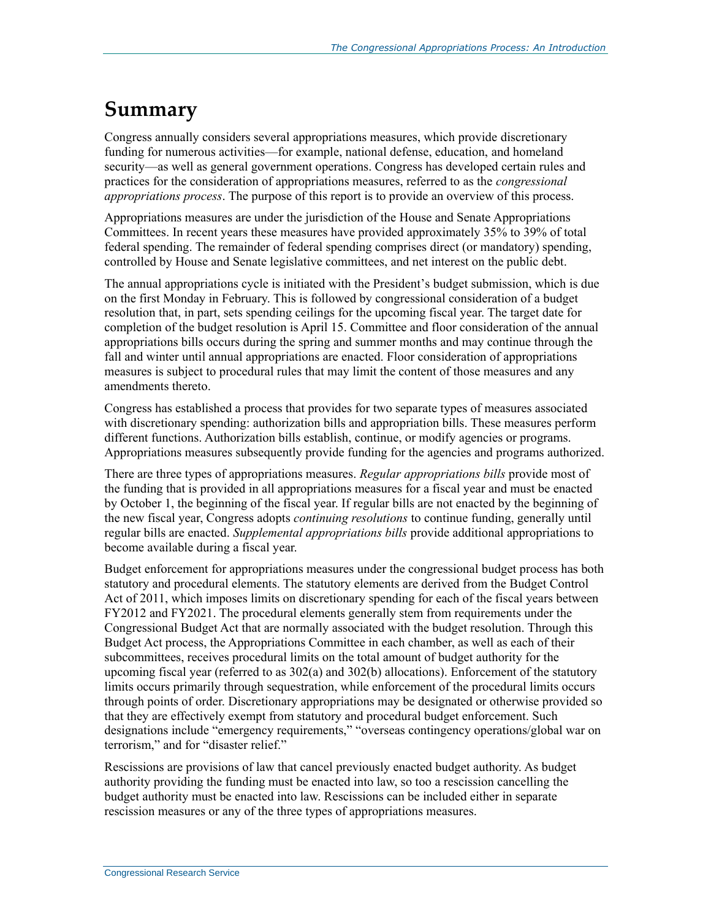# Summary

Congress annually considers several appropriations measures, which provide discretionary funding for numerous activities—for example, national defense, education, and homeland security—as well as general government operations. Congress has developed certain rules and practices for the consideration of appropriations measures, referred to as the *congressional appropriations process*. The purpose of this report is to provide an overview of this process.

Appropriations measures are under the jurisdiction of the House and Senate Appropriations Committees. In recent years these measures have provided approximately 35% to 39% of total federal spending. The remainder of federal spending comprises direct (or mandatory) spending, controlled by House and Senate legislative committees, and net interest on the public debt.

The annual appropriations cycle is initiated with the President's budget submission, which is due on the first Monday in February. This is followed by congressional consideration of a budget resolution that, in part, sets spending ceilings for the upcoming fiscal year. The target date for completion of the budget resolution is April 15. Committee and floor consideration of the annual appropriations bills occurs during the spring and summer months and may continue through the fall and winter until annual appropriations are enacted. Floor consideration of appropriations measures is subject to procedural rules that may limit the content of those measures and any amendments thereto.

Congress has established a process that provides for two separate types of measures associated with discretionary spending: authorization bills and appropriation bills. These measures perform different functions. Authorization bills establish, continue, or modify agencies or programs. Appropriations measures subsequently provide funding for the agencies and programs authorized.

There are three types of appropriations measures. *Regular appropriations bills* provide most of the funding that is provided in all appropriations measures for a fiscal year and must be enacted by October 1, the beginning of the fiscal year. If regular bills are not enacted by the beginning of the new fiscal year, Congress adopts *continuing resolutions* to continue funding, generally until regular bills are enacted. *Supplemental appropriations bills* provide additional appropriations to become available during a fiscal year.

Budget enforcement for appropriations measures under the congressional budget process has both statutory and procedural elements. The statutory elements are derived from the Budget Control Act of 2011, which imposes limits on discretionary spending for each of the fiscal years between FY2012 and FY2021. The procedural elements generally stem from requirements under the Congressional Budget Act that are normally associated with the budget resolution. Through this Budget Act process, the Appropriations Committee in each chamber, as well as each of their subcommittees, receives procedural limits on the total amount of budget authority for the upcoming fiscal year (referred to as 302(a) and 302(b) allocations). Enforcement of the statutory limits occurs primarily through sequestration, while enforcement of the procedural limits occurs through points of order. Discretionary appropriations may be designated or otherwise provided so that they are effectively exempt from statutory and procedural budget enforcement. Such designations include "emergency requirements," "overseas contingency operations/global war on terrorism," and for "disaster relief."

Rescissions are provisions of law that cancel previously enacted budget authority. As budget authority providing the funding must be enacted into law, so too a rescission cancelling the budget authority must be enacted into law. Rescissions can be included either in separate rescission measures or any of the three types of appropriations measures.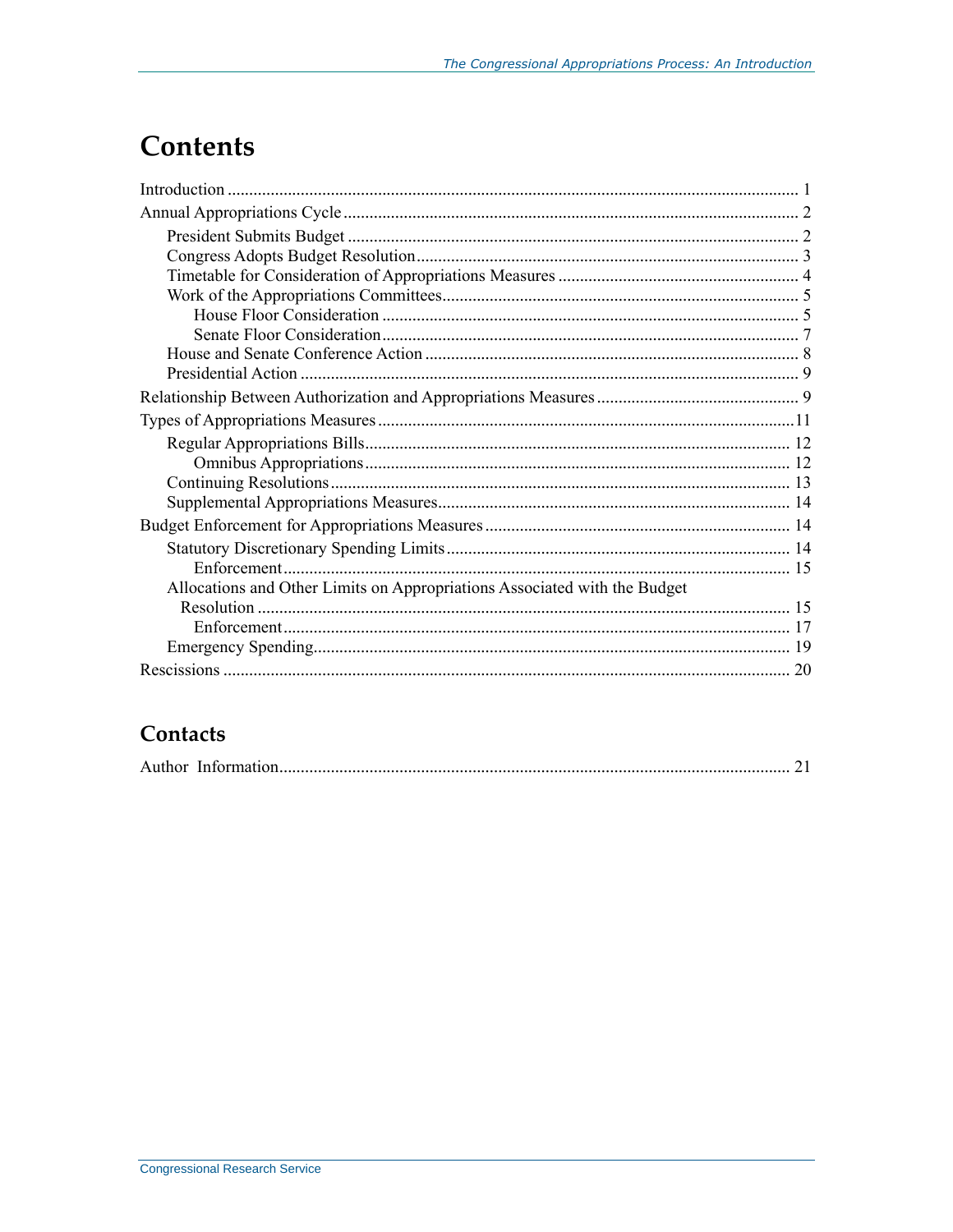# Contents

Introduction ..... 1

Annual Appropriations Cycle ..... 2

- President Submits Budget ..... 2
- Congress Adopts Budget Resolution ..... 3
- Timetable for Consideration of Appropriations Measures ..... 4
- Work of the Appropriations Committees ..... 5
  - House Floor Consideration ..... 5
  - Senate Floor Consideration ..... 7
- House and Senate Conference Action ..... 8
- Presidential Action ..... 9

Relationship Between Authorization and Appropriations Measures ..... 9

Types of Appropriations Measures ..... 11

- Regular Appropriations Bills ..... 12
  - Omnibus Appropriations ..... 12
- Continuing Resolutions ..... 13
- Supplemental Appropriations Measures ..... 14

Budget Enforcement for Appropriations Measures ..... 14

- Statutory Discretionary Spending Limits ..... 14
  - Enforcement ..... 15
- Allocations and Other Limits on Appropriations Associated with the Budget Resolution ..... 15
  - Enforcement ..... 17
- Emergency Spending ..... 19

Rescissions ..... 20

## Contacts

Author Information ..... 21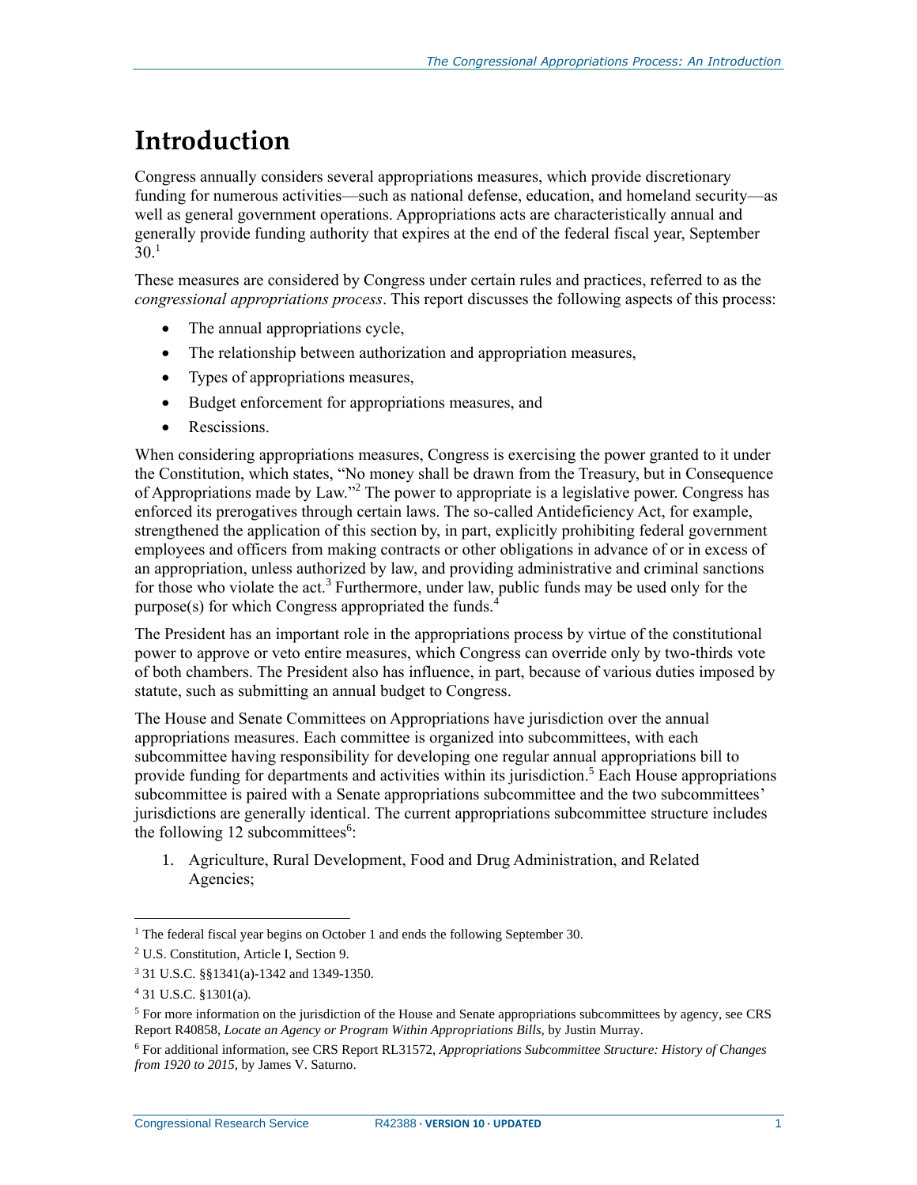# Introduction

Congress annually considers several appropriations measures, which provide discretionary funding for numerous activities—such as national defense, education, and homeland security—as well as general government operations. Appropriations acts are characteristically annual and generally provide funding authority that expires at the end of the federal fiscal year, September 30.[1]

These measures are considered by Congress under certain rules and practices, referred to as the *congressional appropriations process*. This report discusses the following aspects of this process:

- The annual appropriations cycle,
- The relationship between authorization and appropriation measures,
- Types of appropriations measures,
- Budget enforcement for appropriations measures, and
- Rescissions.

When considering appropriations measures, Congress is exercising the power granted to it under the Constitution, which states, "No money shall be drawn from the Treasury, but in Consequence of Appropriations made by Law."[2] The power to appropriate is a legislative power. Congress has enforced its prerogatives through certain laws. The so-called Antideficiency Act, for example, strengthened the application of this section by, in part, explicitly prohibiting federal government employees and officers from making contracts or other obligations in advance of or in excess of an appropriation, unless authorized by law, and providing administrative and criminal sanctions for those who violate the act.[3] Furthermore, under law, public funds may be used only for the purpose(s) for which Congress appropriated the funds.[4]

The President has an important role in the appropriations process by virtue of the constitutional power to approve or veto entire measures, which Congress can override only by two-thirds vote of both chambers. The President also has influence, in part, because of various duties imposed by statute, such as submitting an annual budget to Congress.

The House and Senate Committees on Appropriations have jurisdiction over the annual appropriations measures. Each committee is organized into subcommittees, with each subcommittee having responsibility for developing one regular annual appropriations bill to provide funding for departments and activities within its jurisdiction.[5] Each House appropriations subcommittee is paired with a Senate appropriations subcommittee and the two subcommittees' jurisdictions are generally identical. The current appropriations subcommittee structure includes the following 12 subcommittees[6]:

1. Agriculture, Rural Development, Food and Drug Administration, and Related Agencies;

---

[1] The federal fiscal year begins on October 1 and ends the following September 30.

[2] U.S. Constitution, Article I, Section 9.

[3] 31 U.S.C. §§1341(a)-1342 and 1349-1350.

[4] 31 U.S.C. §1301(a).

[5] For more information on the jurisdiction of the House and Senate appropriations subcommittees by agency, see CRS Report R40858, *Locate an Agency or Program Within Appropriations Bills*, by Justin Murray.

[6] For additional information, see CRS Report RL31572, *Appropriations Subcommittee Structure: History of Changes from 1920 to 2015*, by James V. Saturno.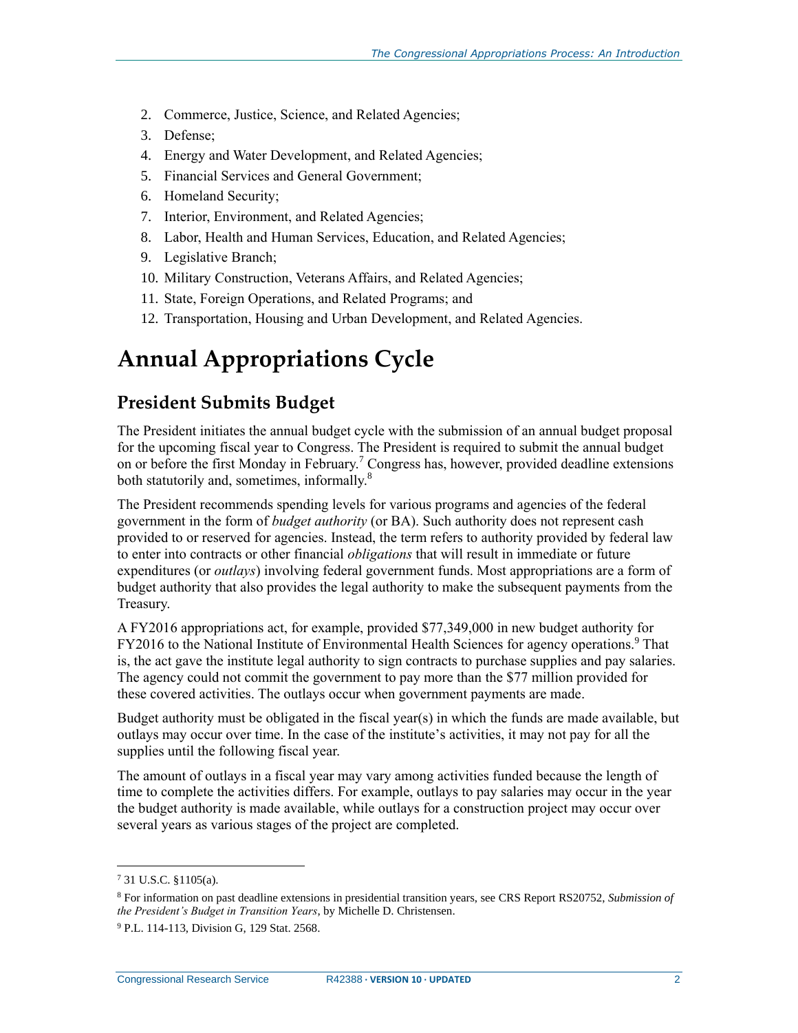2. Commerce, Justice, Science, and Related Agencies;
3. Defense;
4. Energy and Water Development, and Related Agencies;
5. Financial Services and General Government;
6. Homeland Security;
7. Interior, Environment, and Related Agencies;
8. Labor, Health and Human Services, Education, and Related Agencies;
9. Legislative Branch;
10. Military Construction, Veterans Affairs, and Related Agencies;
11. State, Foreign Operations, and Related Programs; and
12. Transportation, Housing and Urban Development, and Related Agencies.

# Annual Appropriations Cycle

## President Submits Budget

The President initiates the annual budget cycle with the submission of an annual budget proposal for the upcoming fiscal year to Congress. The President is required to submit the annual budget on or before the first Monday in February.[7] Congress has, however, provided deadline extensions both statutorily and, sometimes, informally.[8]

The President recommends spending levels for various programs and agencies of the federal government in the form of *budget authority* (or BA). Such authority does not represent cash provided to or reserved for agencies. Instead, the term refers to authority provided by federal law to enter into contracts or other financial *obligations* that will result in immediate or future expenditures (or *outlays*) involving federal government funds. Most appropriations are a form of budget authority that also provides the legal authority to make the subsequent payments from the Treasury.

A FY2016 appropriations act, for example, provided $77,349,000 in new budget authority for FY2016 to the National Institute of Environmental Health Sciences for agency operations.[9] That is, the act gave the institute legal authority to sign contracts to purchase supplies and pay salaries. The agency could not commit the government to pay more than the $77 million provided for these covered activities. The outlays occur when government payments are made.

Budget authority must be obligated in the fiscal year(s) in which the funds are made available, but outlays may occur over time. In the case of the institute's activities, it may not pay for all the supplies until the following fiscal year.

The amount of outlays in a fiscal year may vary among activities funded because the length of time to complete the activities differs. For example, outlays to pay salaries may occur in the year the budget authority is made available, while outlays for a construction project may occur over several years as various stages of the project are completed.

---

[7] 31 U.S.C. §1105(a).

[8] For information on past deadline extensions in presidential transition years, see CRS Report RS20752, *Submission of the President's Budget in Transition Years*, by Michelle D. Christensen.

[9] P.L. 114-113, Division G, 129 Stat. 2568.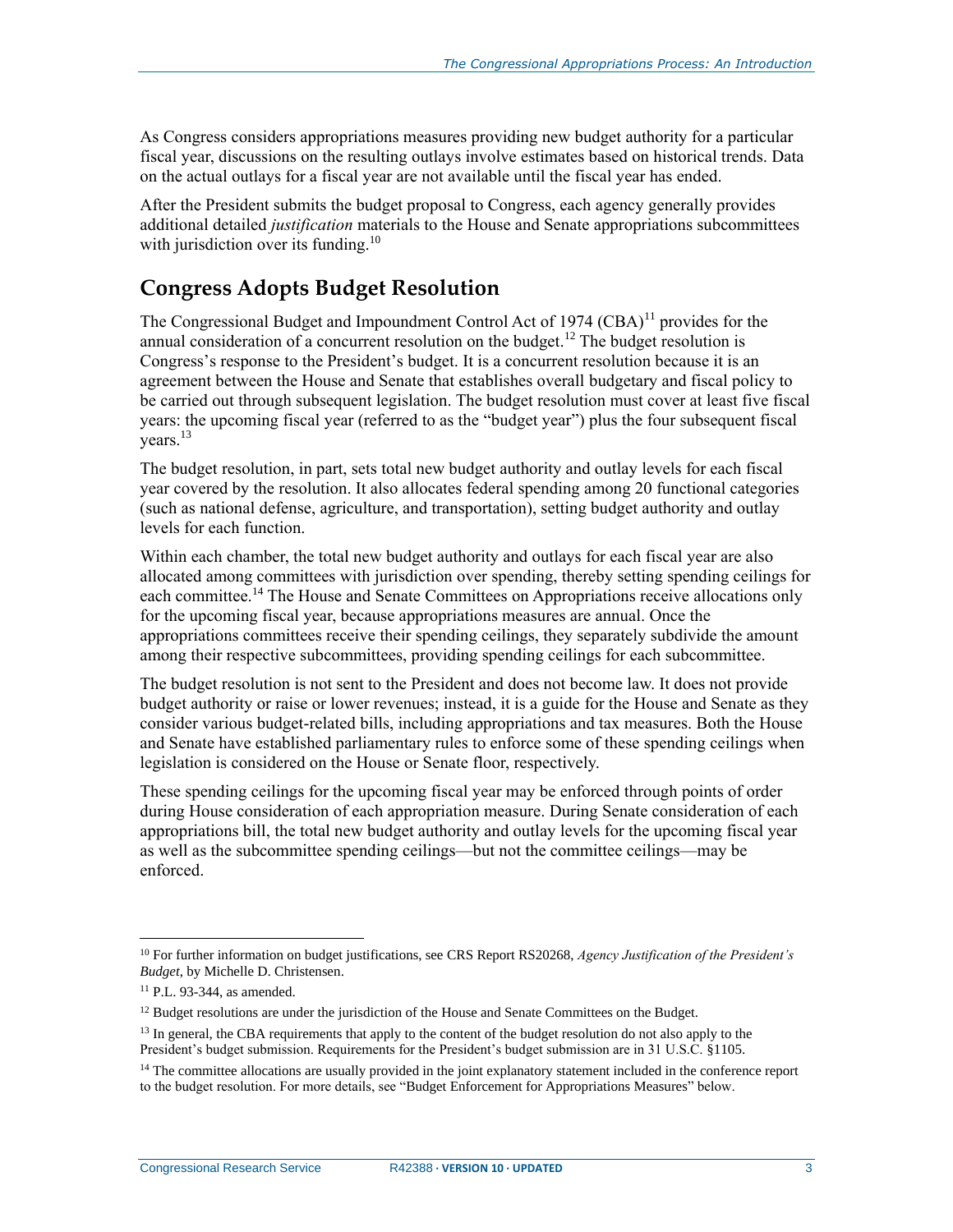As Congress considers appropriations measures providing new budget authority for a particular fiscal year, discussions on the resulting outlays involve estimates based on historical trends. Data on the actual outlays for a fiscal year are not available until the fiscal year has ended.

After the President submits the budget proposal to Congress, each agency generally provides additional detailed *justification* materials to the House and Senate appropriations subcommittees with jurisdiction over its funding.[10]

## Congress Adopts Budget Resolution

The Congressional Budget and Impoundment Control Act of 1974 (CBA)[11] provides for the annual consideration of a concurrent resolution on the budget.[12] The budget resolution is Congress's response to the President's budget. It is a concurrent resolution because it is an agreement between the House and Senate that establishes overall budgetary and fiscal policy to be carried out through subsequent legislation. The budget resolution must cover at least five fiscal years: the upcoming fiscal year (referred to as the "budget year") plus the four subsequent fiscal years.[13]

The budget resolution, in part, sets total new budget authority and outlay levels for each fiscal year covered by the resolution. It also allocates federal spending among 20 functional categories (such as national defense, agriculture, and transportation), setting budget authority and outlay levels for each function.

Within each chamber, the total new budget authority and outlays for each fiscal year are also allocated among committees with jurisdiction over spending, thereby setting spending ceilings for each committee.[14] The House and Senate Committees on Appropriations receive allocations only for the upcoming fiscal year, because appropriations measures are annual. Once the appropriations committees receive their spending ceilings, they separately subdivide the amount among their respective subcommittees, providing spending ceilings for each subcommittee.

The budget resolution is not sent to the President and does not become law. It does not provide budget authority or raise or lower revenues; instead, it is a guide for the House and Senate as they consider various budget-related bills, including appropriations and tax measures. Both the House and Senate have established parliamentary rules to enforce some of these spending ceilings when legislation is considered on the House or Senate floor, respectively.

These spending ceilings for the upcoming fiscal year may be enforced through points of order during House consideration of each appropriation measure. During Senate consideration of each appropriations bill, the total new budget authority and outlay levels for the upcoming fiscal year as well as the subcommittee spending ceilings—but not the committee ceilings—may be enforced.

---

[10] For further information on budget justifications, see CRS Report RS20268, *Agency Justification of the President's Budget*, by Michelle D. Christensen.

[11] P.L. 93-344, as amended.

[12] Budget resolutions are under the jurisdiction of the House and Senate Committees on the Budget.

[13] In general, the CBA requirements that apply to the content of the budget resolution do not also apply to the President's budget submission. Requirements for the President's budget submission are in 31 U.S.C. §1105.

[14] The committee allocations are usually provided in the joint explanatory statement included in the conference report to the budget resolution. For more details, see "Budget Enforcement for Appropriations Measures" below.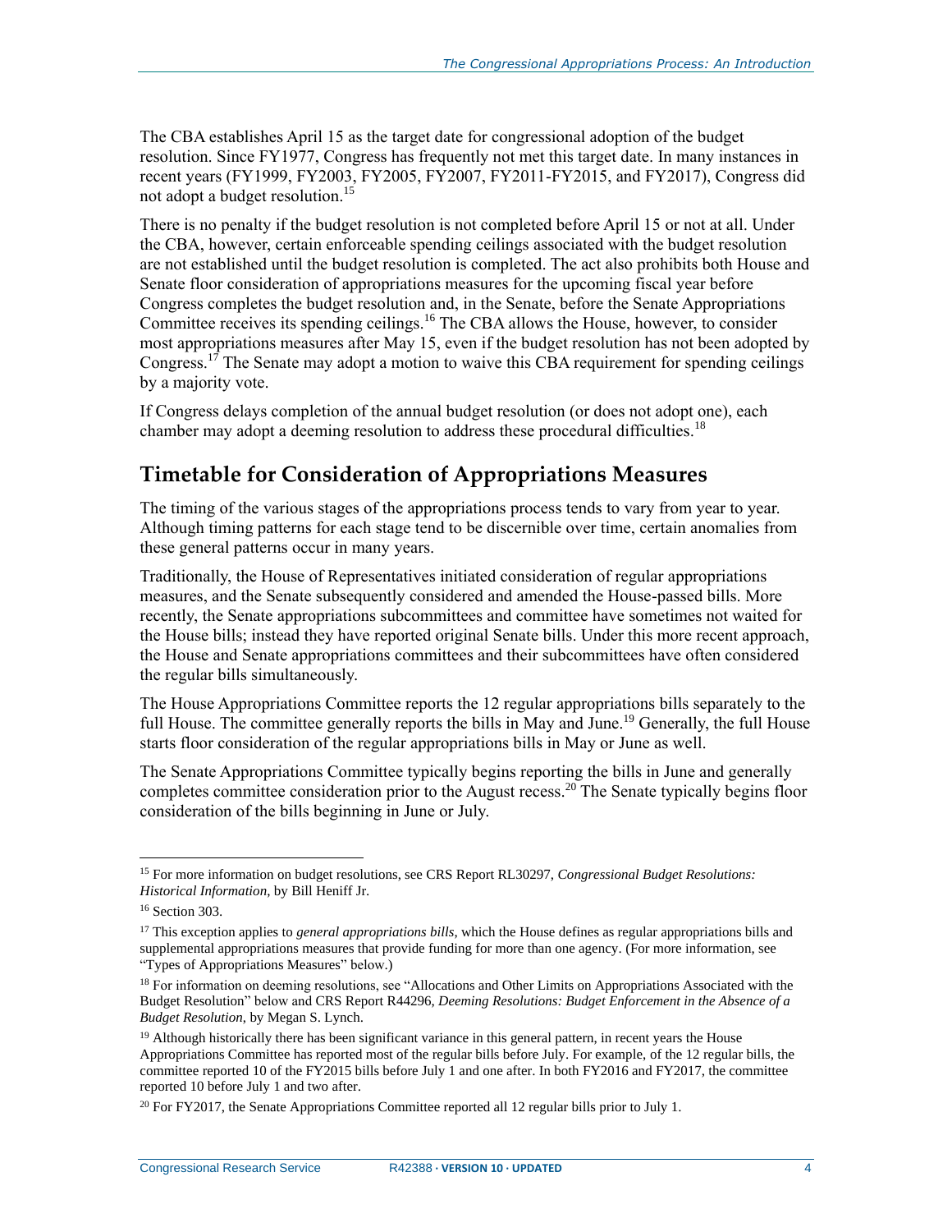The CBA establishes April 15 as the target date for congressional adoption of the budget resolution. Since FY1977, Congress has frequently not met this target date. In many instances in recent years (FY1999, FY2003, FY2005, FY2007, FY2011-FY2015, and FY2017), Congress did not adopt a budget resolution.[15]

There is no penalty if the budget resolution is not completed before April 15 or not at all. Under the CBA, however, certain enforceable spending ceilings associated with the budget resolution are not established until the budget resolution is completed. The act also prohibits both House and Senate floor consideration of appropriations measures for the upcoming fiscal year before Congress completes the budget resolution and, in the Senate, before the Senate Appropriations Committee receives its spending ceilings.[16] The CBA allows the House, however, to consider most appropriations measures after May 15, even if the budget resolution has not been adopted by Congress.[17] The Senate may adopt a motion to waive this CBA requirement for spending ceilings by a majority vote.

If Congress delays completion of the annual budget resolution (or does not adopt one), each chamber may adopt a deeming resolution to address these procedural difficulties.[18]

## Timetable for Consideration of Appropriations Measures

The timing of the various stages of the appropriations process tends to vary from year to year. Although timing patterns for each stage tend to be discernible over time, certain anomalies from these general patterns occur in many years.

Traditionally, the House of Representatives initiated consideration of regular appropriations measures, and the Senate subsequently considered and amended the House-passed bills. More recently, the Senate appropriations subcommittees and committee have sometimes not waited for the House bills; instead they have reported original Senate bills. Under this more recent approach, the House and Senate appropriations committees and their subcommittees have often considered the regular bills simultaneously.

The House Appropriations Committee reports the 12 regular appropriations bills separately to the full House. The committee generally reports the bills in May and June.[19] Generally, the full House starts floor consideration of the regular appropriations bills in May or June as well.

The Senate Appropriations Committee typically begins reporting the bills in June and generally completes committee consideration prior to the August recess.[20] The Senate typically begins floor consideration of the bills beginning in June or July.

---

[15] For more information on budget resolutions, see CRS Report RL30297, *Congressional Budget Resolutions: Historical Information*, by Bill Heniff Jr.

[16] Section 303.

[17] This exception applies to *general appropriations bills*, which the House defines as regular appropriations bills and supplemental appropriations measures that provide funding for more than one agency. (For more information, see "Types of Appropriations Measures" below.)

[18] For information on deeming resolutions, see "Allocations and Other Limits on Appropriations Associated with the Budget Resolution" below and CRS Report R44296, *Deeming Resolutions: Budget Enforcement in the Absence of a Budget Resolution*, by Megan S. Lynch.

[19] Although historically there has been significant variance in this general pattern, in recent years the House Appropriations Committee has reported most of the regular bills before July. For example, of the 12 regular bills, the committee reported 10 of the FY2015 bills before July 1 and one after. In both FY2016 and FY2017, the committee reported 10 before July 1 and two after.

[20] For FY2017, the Senate Appropriations Committee reported all 12 regular bills prior to July 1.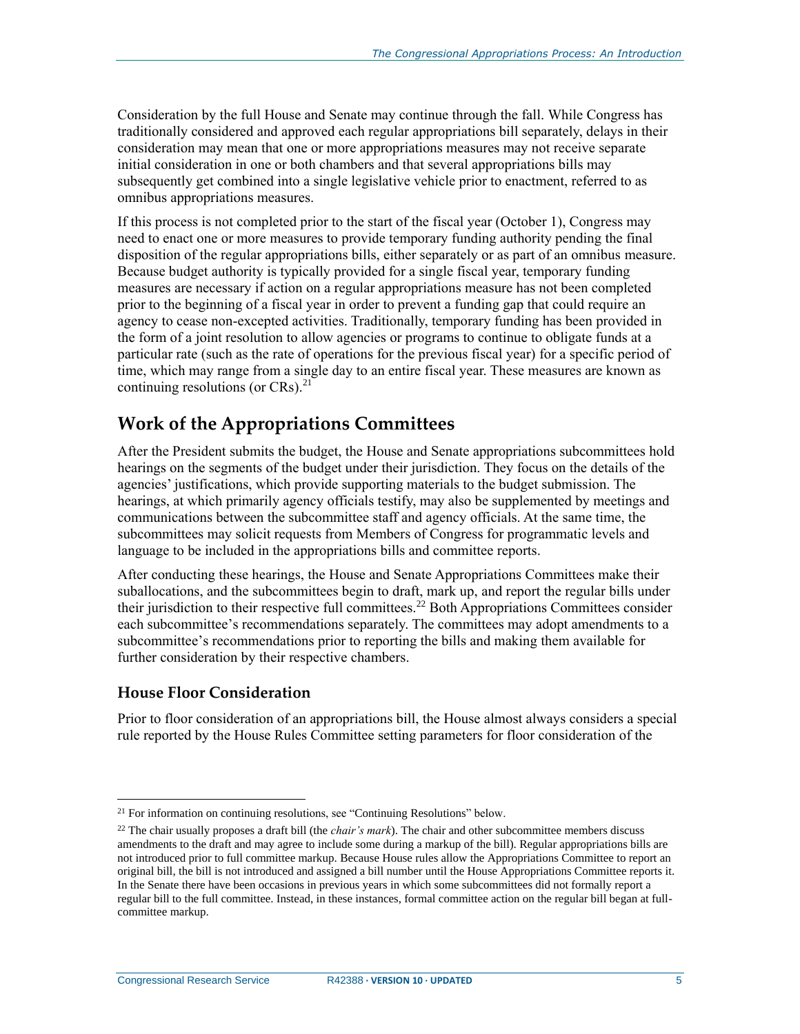Consideration by the full House and Senate may continue through the fall. While Congress has traditionally considered and approved each regular appropriations bill separately, delays in their consideration may mean that one or more appropriations measures may not receive separate initial consideration in one or both chambers and that several appropriations bills may subsequently get combined into a single legislative vehicle prior to enactment, referred to as omnibus appropriations measures.

If this process is not completed prior to the start of the fiscal year (October 1), Congress may need to enact one or more measures to provide temporary funding authority pending the final disposition of the regular appropriations bills, either separately or as part of an omnibus measure. Because budget authority is typically provided for a single fiscal year, temporary funding measures are necessary if action on a regular appropriations measure has not been completed prior to the beginning of a fiscal year in order to prevent a funding gap that could require an agency to cease non-excepted activities. Traditionally, temporary funding has been provided in the form of a joint resolution to allow agencies or programs to continue to obligate funds at a particular rate (such as the rate of operations for the previous fiscal year) for a specific period of time, which may range from a single day to an entire fiscal year. These measures are known as continuing resolutions (or CRs).[21]

## Work of the Appropriations Committees

After the President submits the budget, the House and Senate appropriations subcommittees hold hearings on the segments of the budget under their jurisdiction. They focus on the details of the agencies' justifications, which provide supporting materials to the budget submission. The hearings, at which primarily agency officials testify, may also be supplemented by meetings and communications between the subcommittee staff and agency officials. At the same time, the subcommittees may solicit requests from Members of Congress for programmatic levels and language to be included in the appropriations bills and committee reports.

After conducting these hearings, the House and Senate Appropriations Committees make their suballocations, and the subcommittees begin to draft, mark up, and report the regular bills under their jurisdiction to their respective full committees.[22] Both Appropriations Committees consider each subcommittee's recommendations separately. The committees may adopt amendments to a subcommittee's recommendations prior to reporting the bills and making them available for further consideration by their respective chambers.

### House Floor Consideration

Prior to floor consideration of an appropriations bill, the House almost always considers a special rule reported by the House Rules Committee setting parameters for floor consideration of the

---

[21] For information on continuing resolutions, see "Continuing Resolutions" below.

[22] The chair usually proposes a draft bill (the *chair's mark*). The chair and other subcommittee members discuss amendments to the draft and may agree to include some during a markup of the bill). Regular appropriations bills are not introduced prior to full committee markup. Because House rules allow the Appropriations Committee to report an original bill, the bill is not introduced and assigned a bill number until the House Appropriations Committee reports it. In the Senate there have been occasions in previous years in which some subcommittees did not formally report a regular bill to the full committee. Instead, in these instances, formal committee action on the regular bill began at full-committee markup.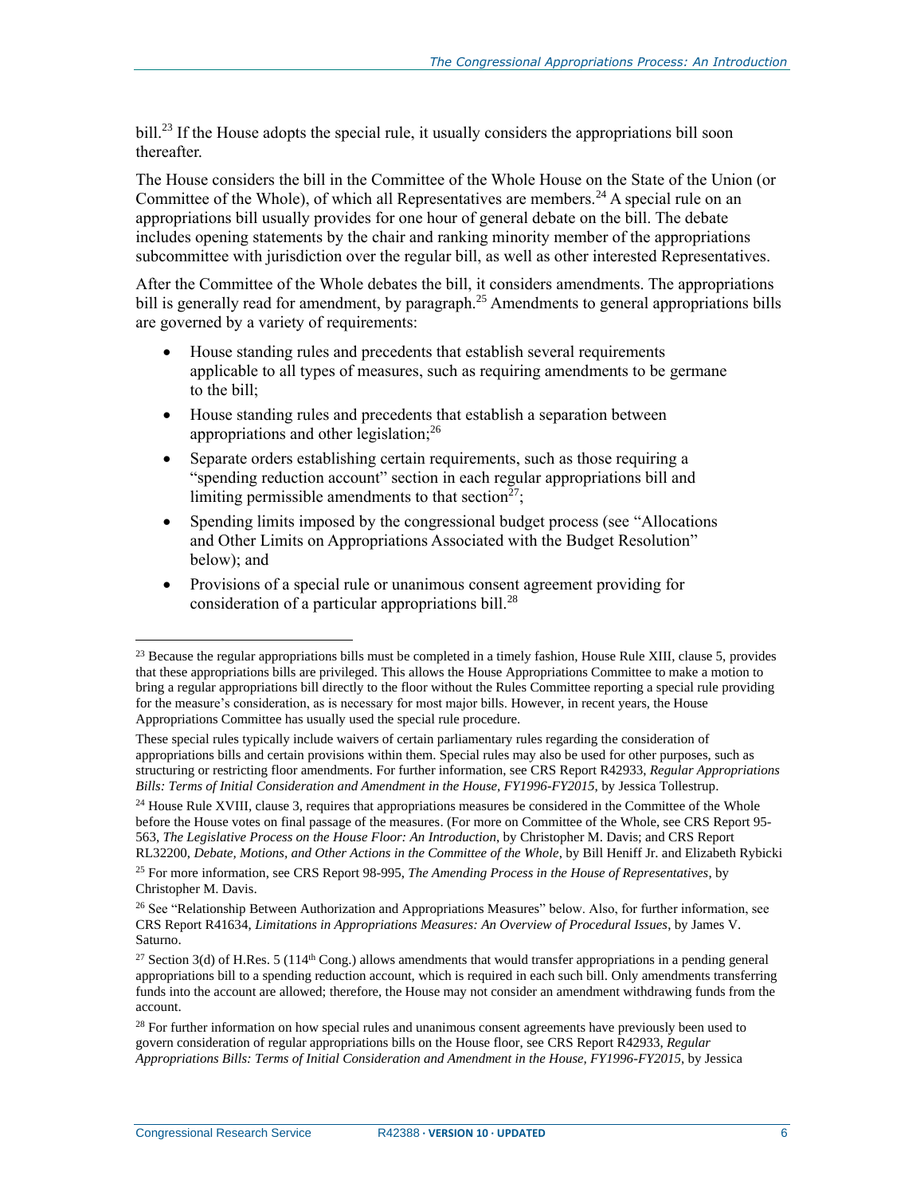bill.[23] If the House adopts the special rule, it usually considers the appropriations bill soon thereafter.

The House considers the bill in the Committee of the Whole House on the State of the Union (or Committee of the Whole), of which all Representatives are members.[24] A special rule on an appropriations bill usually provides for one hour of general debate on the bill. The debate includes opening statements by the chair and ranking minority member of the appropriations subcommittee with jurisdiction over the regular bill, as well as other interested Representatives.

After the Committee of the Whole debates the bill, it considers amendments. The appropriations bill is generally read for amendment, by paragraph.[25] Amendments to general appropriations bills are governed by a variety of requirements:

- House standing rules and precedents that establish several requirements applicable to all types of measures, such as requiring amendments to be germane to the bill;
- House standing rules and precedents that establish a separation between appropriations and other legislation;[26]
- Separate orders establishing certain requirements, such as those requiring a "spending reduction account" section in each regular appropriations bill and limiting permissible amendments to that section[27];
- Spending limits imposed by the congressional budget process (see "Allocations and Other Limits on Appropriations Associated with the Budget Resolution" below); and
- Provisions of a special rule or unanimous consent agreement providing for consideration of a particular appropriations bill.[28]

---

[23] Because the regular appropriations bills must be completed in a timely fashion, House Rule XIII, clause 5, provides that these appropriations bills are privileged. This allows the House Appropriations Committee to make a motion to bring a regular appropriations bill directly to the floor without the Rules Committee reporting a special rule providing for the measure's consideration, as is necessary for most major bills. However, in recent years, the House Appropriations Committee has usually used the special rule procedure.

These special rules typically include waivers of certain parliamentary rules regarding the consideration of appropriations bills and certain provisions within them. Special rules may also be used for other purposes, such as structuring or restricting floor amendments. For further information, see CRS Report R42933, *Regular Appropriations Bills: Terms of Initial Consideration and Amendment in the House, FY1996-FY2015*, by Jessica Tollestrup.

[24] House Rule XVIII, clause 3, requires that appropriations measures be considered in the Committee of the Whole before the House votes on final passage of the measures. (For more on Committee of the Whole, see CRS Report 95-563, *The Legislative Process on the House Floor: An Introduction*, by Christopher M. Davis; and CRS Report RL32200, *Debate, Motions, and Other Actions in the Committee of the Whole*, by Bill Heniff Jr. and Elizabeth Rybicki

[25] For more information, see CRS Report 98-995, *The Amending Process in the House of Representatives*, by Christopher M. Davis.

[26] See "Relationship Between Authorization and Appropriations Measures" below. Also, for further information, see CRS Report R41634, *Limitations in Appropriations Measures: An Overview of Procedural Issues*, by James V. Saturno.

[27] Section 3(d) of H.Res. 5 (114th Cong.) allows amendments that would transfer appropriations in a pending general appropriations bill to a spending reduction account, which is required in each such bill. Only amendments transferring funds into the account are allowed; therefore, the House may not consider an amendment withdrawing funds from the account.

[28] For further information on how special rules and unanimous consent agreements have previously been used to govern consideration of regular appropriations bills on the House floor, see CRS Report R42933, *Regular Appropriations Bills: Terms of Initial Consideration and Amendment in the House, FY1996-FY2015*, by Jessica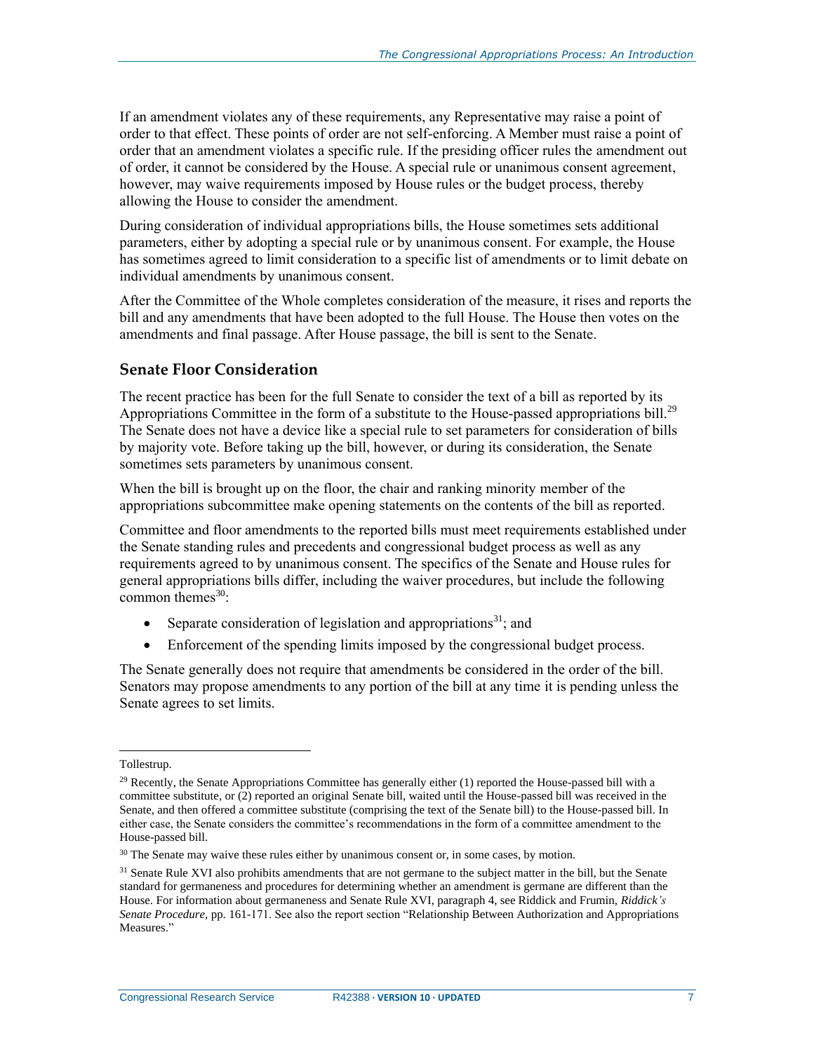If an amendment violates any of these requirements, any Representative may raise a point of order to that effect. These points of order are not self-enforcing. A Member must raise a point of order that an amendment violates a specific rule. If the presiding officer rules the amendment out of order, it cannot be considered by the House. A special rule or unanimous consent agreement, however, may waive requirements imposed by House rules or the budget process, thereby allowing the House to consider the amendment.

During consideration of individual appropriations bills, the House sometimes sets additional parameters, either by adopting a special rule or by unanimous consent. For example, the House has sometimes agreed to limit consideration to a specific list of amendments or to limit debate on individual amendments by unanimous consent.

After the Committee of the Whole completes consideration of the measure, it rises and reports the bill and any amendments that have been adopted to the full House. The House then votes on the amendments and final passage. After House passage, the bill is sent to the Senate.

## Senate Floor Consideration

The recent practice has been for the full Senate to consider the text of a bill as reported by its Appropriations Committee in the form of a substitute to the House-passed appropriations bill.[29] The Senate does not have a device like a special rule to set parameters for consideration of bills by majority vote. Before taking up the bill, however, or during its consideration, the Senate sometimes sets parameters by unanimous consent.

When the bill is brought up on the floor, the chair and ranking minority member of the appropriations subcommittee make opening statements on the contents of the bill as reported.

Committee and floor amendments to the reported bills must meet requirements established under the Senate standing rules and precedents and congressional budget process as well as any requirements agreed to by unanimous consent. The specifics of the Senate and House rules for general appropriations bills differ, including the waiver procedures, but include the following common themes[30]:

- Separate consideration of legislation and appropriations[31]; and
- Enforcement of the spending limits imposed by the congressional budget process.

The Senate generally does not require that amendments be considered in the order of the bill. Senators may propose amendments to any portion of the bill at any time it is pending unless the Senate agrees to set limits.

---

Tollestrup.

[29] Recently, the Senate Appropriations Committee has generally either (1) reported the House-passed bill with a committee substitute, or (2) reported an original Senate bill, waited until the House-passed bill was received in the Senate, and then offered a committee substitute (comprising the text of the Senate bill) to the House-passed bill. In either case, the Senate considers the committee's recommendations in the form of a committee amendment to the House-passed bill.

[30] The Senate may waive these rules either by unanimous consent or, in some cases, by motion.

[31] Senate Rule XVI also prohibits amendments that are not germane to the subject matter in the bill, but the Senate standard for germaneness and procedures for determining whether an amendment is germane are different than the House. For information about germaneness and Senate Rule XVI, paragraph 4, see Riddick and Frumin, *Riddick's Senate Procedure*, pp. 161-171. See also the report section "Relationship Between Authorization and Appropriations Measures."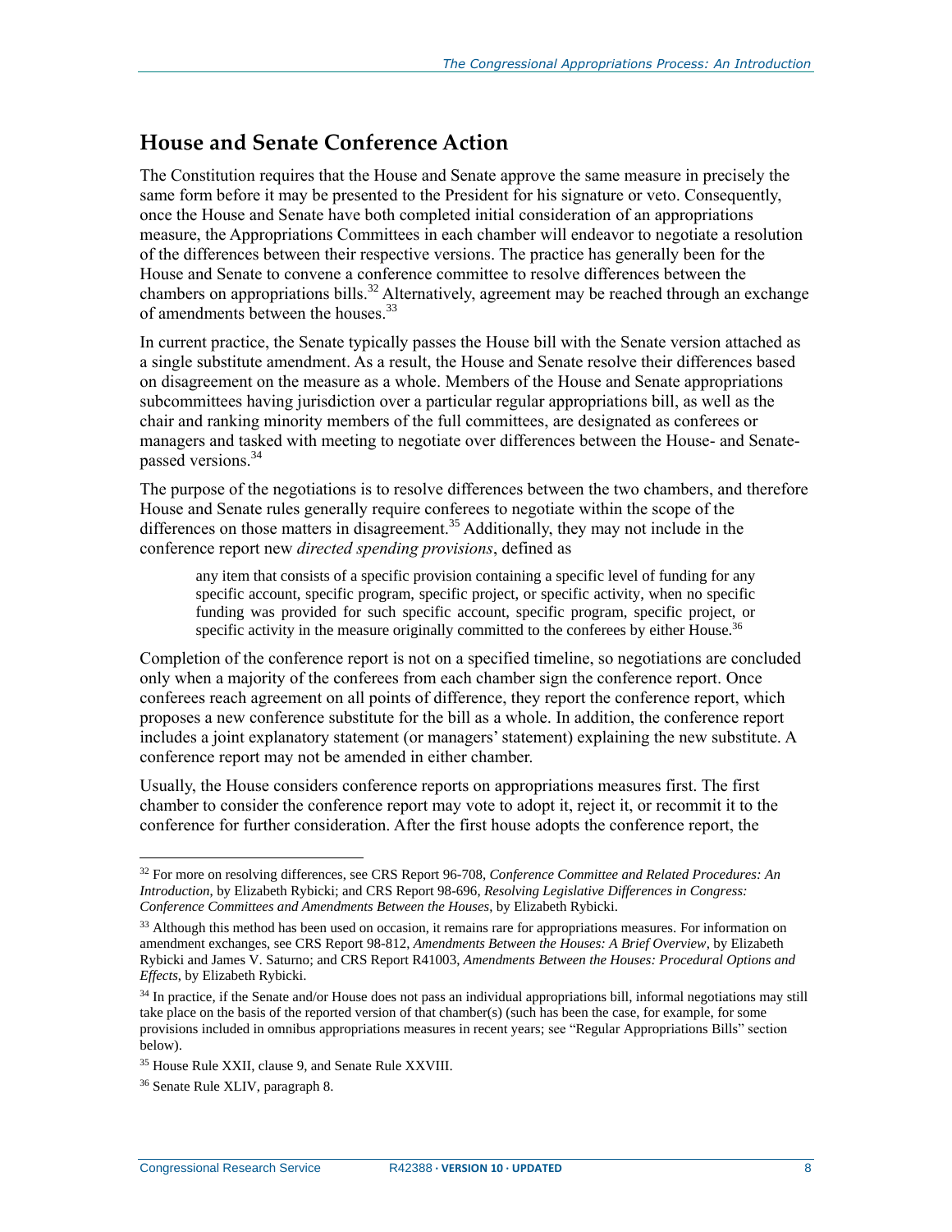## House and Senate Conference Action

The Constitution requires that the House and Senate approve the same measure in precisely the same form before it may be presented to the President for his signature or veto. Consequently, once the House and Senate have both completed initial consideration of an appropriations measure, the Appropriations Committees in each chamber will endeavor to negotiate a resolution of the differences between their respective versions. The practice has generally been for the House and Senate to convene a conference committee to resolve differences between the chambers on appropriations bills.[32] Alternatively, agreement may be reached through an exchange of amendments between the houses.[33]

In current practice, the Senate typically passes the House bill with the Senate version attached as a single substitute amendment. As a result, the House and Senate resolve their differences based on disagreement on the measure as a whole. Members of the House and Senate appropriations subcommittees having jurisdiction over a particular regular appropriations bill, as well as the chair and ranking minority members of the full committees, are designated as conferees or managers and tasked with meeting to negotiate over differences between the House- and Senate-passed versions.[34]

The purpose of the negotiations is to resolve differences between the two chambers, and therefore House and Senate rules generally require conferees to negotiate within the scope of the differences on those matters in disagreement.[35] Additionally, they may not include in the conference report new *directed spending provisions*, defined as

> any item that consists of a specific provision containing a specific level of funding for any specific account, specific program, specific project, or specific activity, when no specific funding was provided for such specific account, specific program, specific project, or specific activity in the measure originally committed to the conferees by either House.[36]

Completion of the conference report is not on a specified timeline, so negotiations are concluded only when a majority of the conferees from each chamber sign the conference report. Once conferees reach agreement on all points of difference, they report the conference report, which proposes a new conference substitute for the bill as a whole. In addition, the conference report includes a joint explanatory statement (or managers' statement) explaining the new substitute. A conference report may not be amended in either chamber.

Usually, the House considers conference reports on appropriations measures first. The first chamber to consider the conference report may vote to adopt it, reject it, or recommit it to the conference for further consideration. After the first house adopts the conference report, the

---

[32] For more on resolving differences, see CRS Report 96-708, *Conference Committee and Related Procedures: An Introduction*, by Elizabeth Rybicki; and CRS Report 98-696, *Resolving Legislative Differences in Congress: Conference Committees and Amendments Between the Houses*, by Elizabeth Rybicki.

[33] Although this method has been used on occasion, it remains rare for appropriations measures. For information on amendment exchanges, see CRS Report 98-812, *Amendments Between the Houses: A Brief Overview*, by Elizabeth Rybicki and James V. Saturno; and CRS Report R41003, *Amendments Between the Houses: Procedural Options and Effects*, by Elizabeth Rybicki.

[34] In practice, if the Senate and/or House does not pass an individual appropriations bill, informal negotiations may still take place on the basis of the reported version of that chamber(s) (such has been the case, for example, for some provisions included in omnibus appropriations measures in recent years; see "Regular Appropriations Bills" section below).

[35] House Rule XXII, clause 9, and Senate Rule XXVIII.

[36] Senate Rule XLIV, paragraph 8.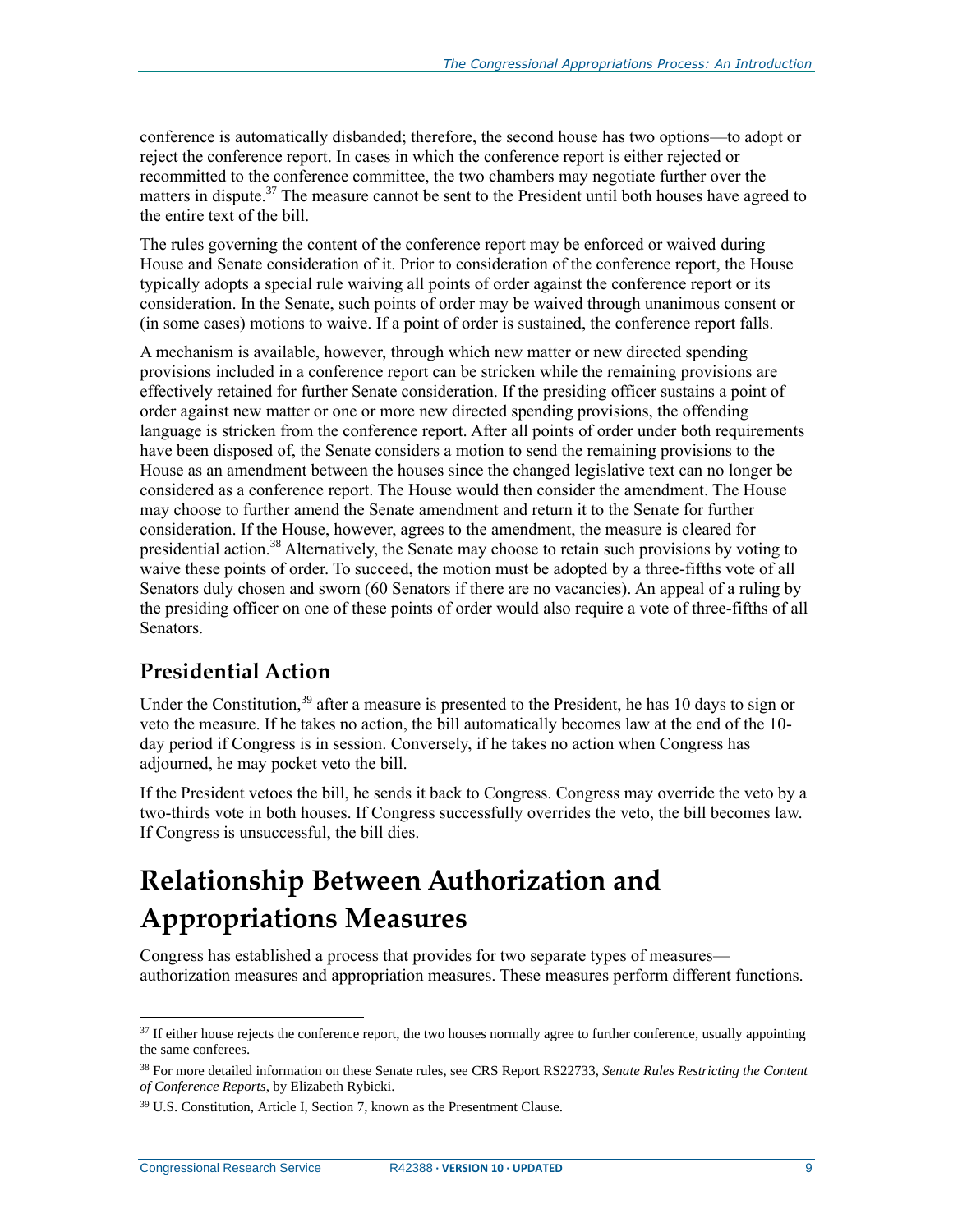conference is automatically disbanded; therefore, the second house has two options—to adopt or reject the conference report. In cases in which the conference report is either rejected or recommitted to the conference committee, the two chambers may negotiate further over the matters in dispute.[37] The measure cannot be sent to the President until both houses have agreed to the entire text of the bill.

The rules governing the content of the conference report may be enforced or waived during House and Senate consideration of it. Prior to consideration of the conference report, the House typically adopts a special rule waiving all points of order against the conference report or its consideration. In the Senate, such points of order may be waived through unanimous consent or (in some cases) motions to waive. If a point of order is sustained, the conference report falls.

A mechanism is available, however, through which new matter or new directed spending provisions included in a conference report can be stricken while the remaining provisions are effectively retained for further Senate consideration. If the presiding officer sustains a point of order against new matter or one or more new directed spending provisions, the offending language is stricken from the conference report. After all points of order under both requirements have been disposed of, the Senate considers a motion to send the remaining provisions to the House as an amendment between the houses since the changed legislative text can no longer be considered as a conference report. The House would then consider the amendment. The House may choose to further amend the Senate amendment and return it to the Senate for further consideration. If the House, however, agrees to the amendment, the measure is cleared for presidential action.[38] Alternatively, the Senate may choose to retain such provisions by voting to waive these points of order. To succeed, the motion must be adopted by a three-fifths vote of all Senators duly chosen and sworn (60 Senators if there are no vacancies). An appeal of a ruling by the presiding officer on one of these points of order would also require a vote of three-fifths of all Senators.

### Presidential Action

Under the Constitution,[39] after a measure is presented to the President, he has 10 days to sign or veto the measure. If he takes no action, the bill automatically becomes law at the end of the 10-day period if Congress is in session. Conversely, if he takes no action when Congress has adjourned, he may pocket veto the bill.

If the President vetoes the bill, he sends it back to Congress. Congress may override the veto by a two-thirds vote in both houses. If Congress successfully overrides the veto, the bill becomes law. If Congress is unsuccessful, the bill dies.

# Relationship Between Authorization and Appropriations Measures

Congress has established a process that provides for two separate types of measures—authorization measures and appropriation measures. These measures perform different functions.

---

[37] If either house rejects the conference report, the two houses normally agree to further conference, usually appointing the same conferees.

[38] For more detailed information on these Senate rules, see CRS Report RS22733, *Senate Rules Restricting the Content of Conference Reports*, by Elizabeth Rybicki.

[39] U.S. Constitution, Article I, Section 7, known as the Presentment Clause.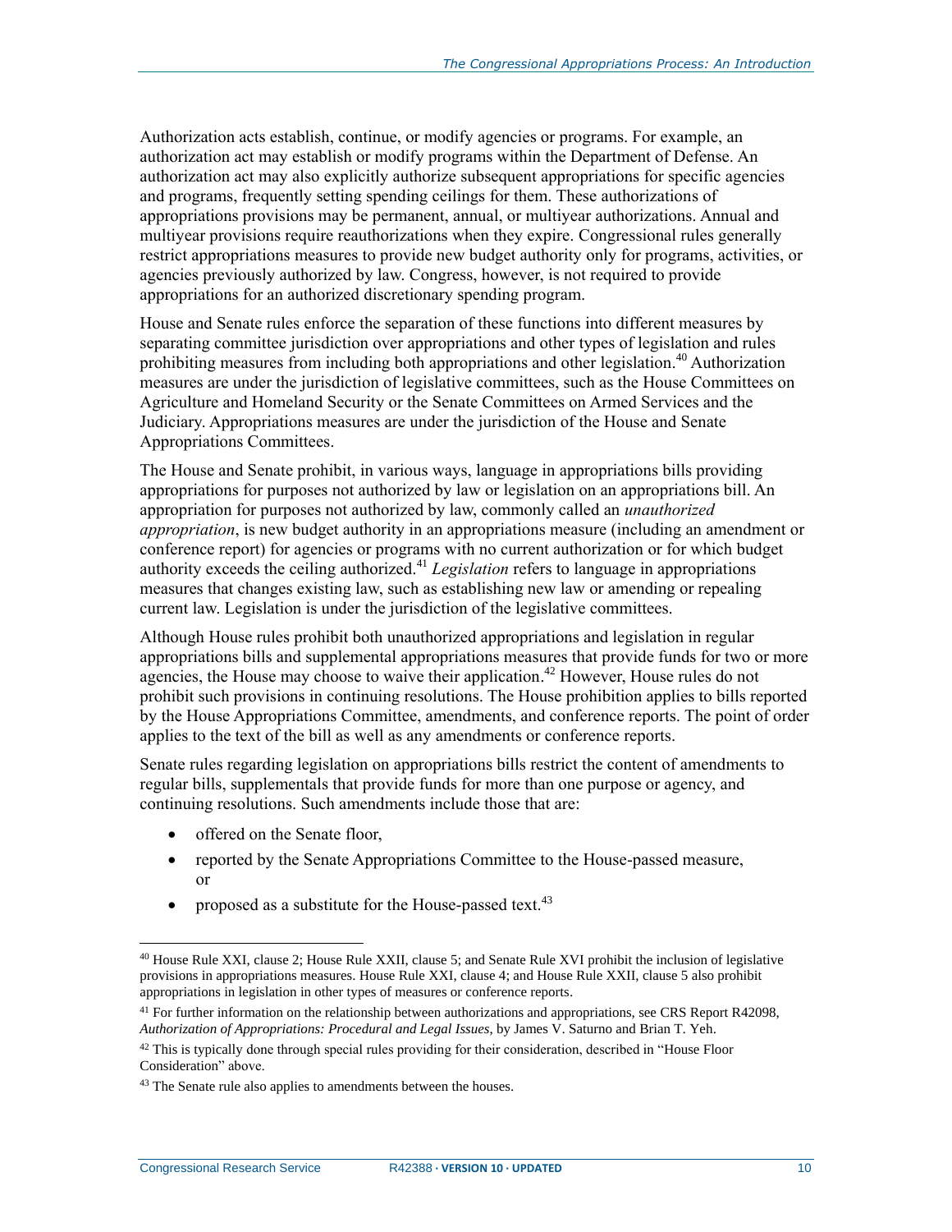Authorization acts establish, continue, or modify agencies or programs. For example, an authorization act may establish or modify programs within the Department of Defense. An authorization act may also explicitly authorize subsequent appropriations for specific agencies and programs, frequently setting spending ceilings for them. These authorizations of appropriations provisions may be permanent, annual, or multiyear authorizations. Annual and multiyear provisions require reauthorizations when they expire. Congressional rules generally restrict appropriations measures to provide new budget authority only for programs, activities, or agencies previously authorized by law. Congress, however, is not required to provide appropriations for an authorized discretionary spending program.

House and Senate rules enforce the separation of these functions into different measures by separating committee jurisdiction over appropriations and other types of legislation and rules prohibiting measures from including both appropriations and other legislation.[40] Authorization measures are under the jurisdiction of legislative committees, such as the House Committees on Agriculture and Homeland Security or the Senate Committees on Armed Services and the Judiciary. Appropriations measures are under the jurisdiction of the House and Senate Appropriations Committees.

The House and Senate prohibit, in various ways, language in appropriations bills providing appropriations for purposes not authorized by law or legislation on an appropriations bill. An appropriation for purposes not authorized by law, commonly called an *unauthorized appropriation*, is new budget authority in an appropriations measure (including an amendment or conference report) for agencies or programs with no current authorization or for which budget authority exceeds the ceiling authorized.[41] *Legislation* refers to language in appropriations measures that changes existing law, such as establishing new law or amending or repealing current law. Legislation is under the jurisdiction of the legislative committees.

Although House rules prohibit both unauthorized appropriations and legislation in regular appropriations bills and supplemental appropriations measures that provide funds for two or more agencies, the House may choose to waive their application.[42] However, House rules do not prohibit such provisions in continuing resolutions. The House prohibition applies to bills reported by the House Appropriations Committee, amendments, and conference reports. The point of order applies to the text of the bill as well as any amendments or conference reports.

Senate rules regarding legislation on appropriations bills restrict the content of amendments to regular bills, supplementals that provide funds for more than one purpose or agency, and continuing resolutions. Such amendments include those that are:

- offered on the Senate floor,
- reported by the Senate Appropriations Committee to the House-passed measure, or
- proposed as a substitute for the House-passed text.[43]

---

[40] House Rule XXI, clause 2; House Rule XXII, clause 5; and Senate Rule XVI prohibit the inclusion of legislative provisions in appropriations measures. House Rule XXI, clause 4; and House Rule XXII, clause 5 also prohibit appropriations in legislation in other types of measures or conference reports.

[41] For further information on the relationship between authorizations and appropriations, see CRS Report R42098, *Authorization of Appropriations: Procedural and Legal Issues*, by James V. Saturno and Brian T. Yeh.

[42] This is typically done through special rules providing for their consideration, described in "House Floor Consideration" above.

[43] The Senate rule also applies to amendments between the houses.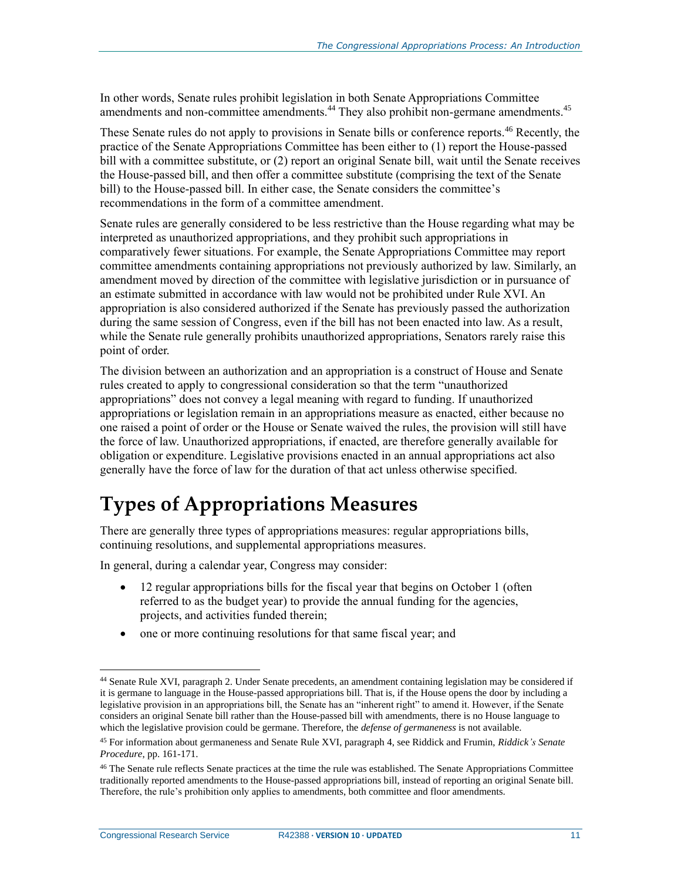In other words, Senate rules prohibit legislation in both Senate Appropriations Committee amendments and non-committee amendments.[44] They also prohibit non-germane amendments.[45]

These Senate rules do not apply to provisions in Senate bills or conference reports.[46] Recently, the practice of the Senate Appropriations Committee has been either to (1) report the House-passed bill with a committee substitute, or (2) report an original Senate bill, wait until the Senate receives the House-passed bill, and then offer a committee substitute (comprising the text of the Senate bill) to the House-passed bill. In either case, the Senate considers the committee's recommendations in the form of a committee amendment.

Senate rules are generally considered to be less restrictive than the House regarding what may be interpreted as unauthorized appropriations, and they prohibit such appropriations in comparatively fewer situations. For example, the Senate Appropriations Committee may report committee amendments containing appropriations not previously authorized by law. Similarly, an amendment moved by direction of the committee with legislative jurisdiction or in pursuance of an estimate submitted in accordance with law would not be prohibited under Rule XVI. An appropriation is also considered authorized if the Senate has previously passed the authorization during the same session of Congress, even if the bill has not been enacted into law. As a result, while the Senate rule generally prohibits unauthorized appropriations, Senators rarely raise this point of order.

The division between an authorization and an appropriation is a construct of House and Senate rules created to apply to congressional consideration so that the term "unauthorized appropriations" does not convey a legal meaning with regard to funding. If unauthorized appropriations or legislation remain in an appropriations measure as enacted, either because no one raised a point of order or the House or Senate waived the rules, the provision will still have the force of law. Unauthorized appropriations, if enacted, are therefore generally available for obligation or expenditure. Legislative provisions enacted in an annual appropriations act also generally have the force of law for the duration of that act unless otherwise specified.

# Types of Appropriations Measures

There are generally three types of appropriations measures: regular appropriations bills, continuing resolutions, and supplemental appropriations measures.

In general, during a calendar year, Congress may consider:

- 12 regular appropriations bills for the fiscal year that begins on October 1 (often referred to as the budget year) to provide the annual funding for the agencies, projects, and activities funded therein;
- one or more continuing resolutions for that same fiscal year; and

---

[44] Senate Rule XVI, paragraph 2. Under Senate precedents, an amendment containing legislation may be considered if it is germane to language in the House-passed appropriations bill. That is, if the House opens the door by including a legislative provision in an appropriations bill, the Senate has an "inherent right" to amend it. However, if the Senate considers an original Senate bill rather than the House-passed bill with amendments, there is no House language to which the legislative provision could be germane. Therefore, the *defense of germaneness* is not available.

[45] For information about germaneness and Senate Rule XVI, paragraph 4, see Riddick and Frumin, *Riddick's Senate Procedure*, pp. 161-171.

[46] The Senate rule reflects Senate practices at the time the rule was established. The Senate Appropriations Committee traditionally reported amendments to the House-passed appropriations bill, instead of reporting an original Senate bill. Therefore, the rule's prohibition only applies to amendments, both committee and floor amendments.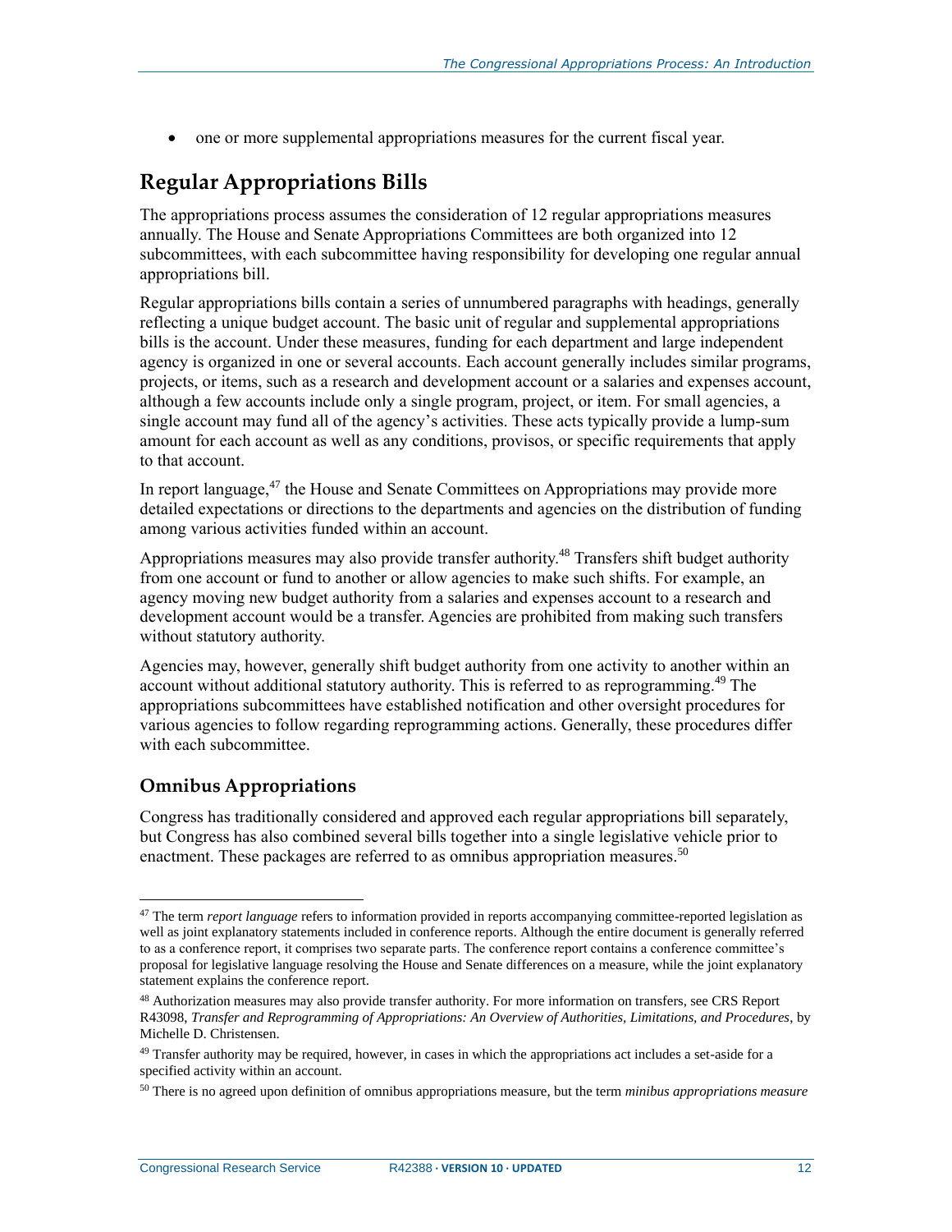- one or more supplemental appropriations measures for the current fiscal year.

## Regular Appropriations Bills

The appropriations process assumes the consideration of 12 regular appropriations measures annually. The House and Senate Appropriations Committees are both organized into 12 subcommittees, with each subcommittee having responsibility for developing one regular annual appropriations bill.

Regular appropriations bills contain a series of unnumbered paragraphs with headings, generally reflecting a unique budget account. The basic unit of regular and supplemental appropriations bills is the account. Under these measures, funding for each department and large independent agency is organized in one or several accounts. Each account generally includes similar programs, projects, or items, such as a research and development account or a salaries and expenses account, although a few accounts include only a single program, project, or item. For small agencies, a single account may fund all of the agency's activities. These acts typically provide a lump-sum amount for each account as well as any conditions, provisos, or specific requirements that apply to that account.

In report language,[47] the House and Senate Committees on Appropriations may provide more detailed expectations or directions to the departments and agencies on the distribution of funding among various activities funded within an account.

Appropriations measures may also provide transfer authority.[48] Transfers shift budget authority from one account or fund to another or allow agencies to make such shifts. For example, an agency moving new budget authority from a salaries and expenses account to a research and development account would be a transfer. Agencies are prohibited from making such transfers without statutory authority.

Agencies may, however, generally shift budget authority from one activity to another within an account without additional statutory authority. This is referred to as reprogramming.[49] The appropriations subcommittees have established notification and other oversight procedures for various agencies to follow regarding reprogramming actions. Generally, these procedures differ with each subcommittee.

### Omnibus Appropriations

Congress has traditionally considered and approved each regular appropriations bill separately, but Congress has also combined several bills together into a single legislative vehicle prior to enactment. These packages are referred to as omnibus appropriation measures.[50]

---

[47] The term *report language* refers to information provided in reports accompanying committee-reported legislation as well as joint explanatory statements included in conference reports. Although the entire document is generally referred to as a conference report, it comprises two separate parts. The conference report contains a conference committee's proposal for legislative language resolving the House and Senate differences on a measure, while the joint explanatory statement explains the conference report.

[48] Authorization measures may also provide transfer authority. For more information on transfers, see CRS Report R43098, *Transfer and Reprogramming of Appropriations: An Overview of Authorities, Limitations, and Procedures*, by Michelle D. Christensen.

[49] Transfer authority may be required, however, in cases in which the appropriations act includes a set-aside for a specified activity within an account.

[50] There is no agreed upon definition of omnibus appropriations measure, but the term *minibus appropriations measure*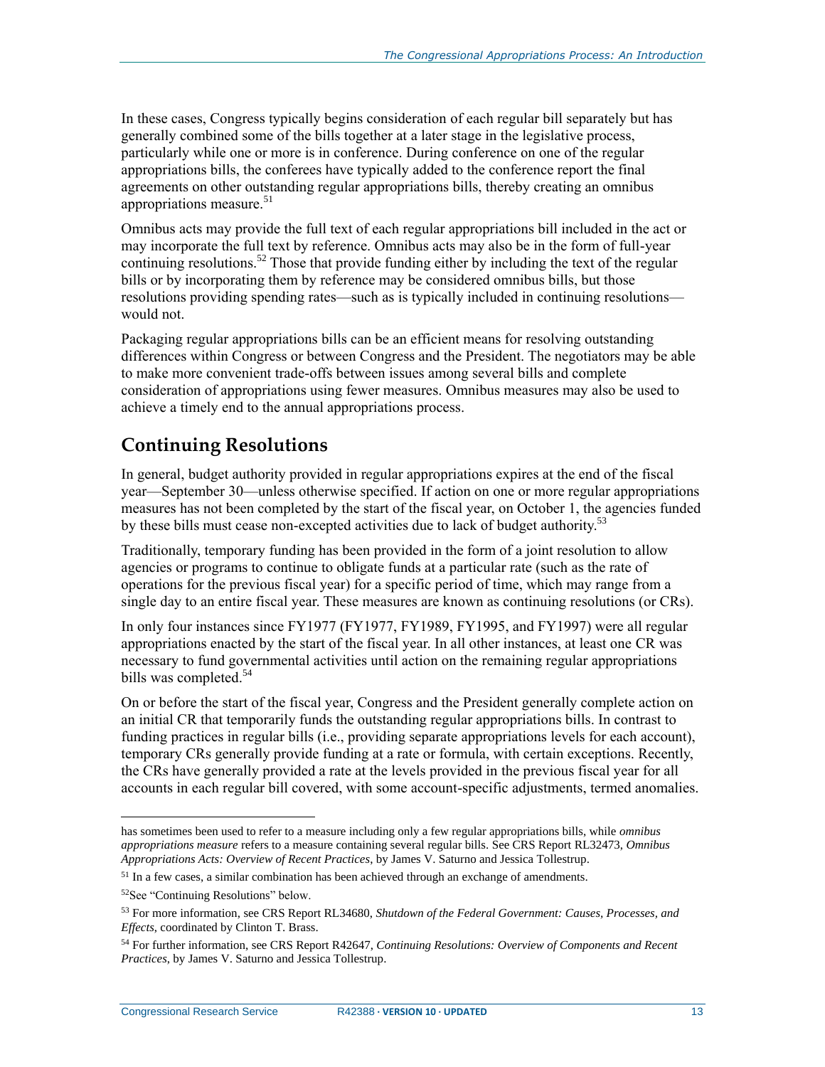In these cases, Congress typically begins consideration of each regular bill separately but has generally combined some of the bills together at a later stage in the legislative process, particularly while one or more is in conference. During conference on one of the regular appropriations bills, the conferees have typically added to the conference report the final agreements on other outstanding regular appropriations bills, thereby creating an omnibus appropriations measure.[51]

Omnibus acts may provide the full text of each regular appropriations bill included in the act or may incorporate the full text by reference. Omnibus acts may also be in the form of full-year continuing resolutions.[52] Those that provide funding either by including the text of the regular bills or by incorporating them by reference may be considered omnibus bills, but those resolutions providing spending rates—such as is typically included in continuing resolutions—would not.

Packaging regular appropriations bills can be an efficient means for resolving outstanding differences within Congress or between Congress and the President. The negotiators may be able to make more convenient trade-offs between issues among several bills and complete consideration of appropriations using fewer measures. Omnibus measures may also be used to achieve a timely end to the annual appropriations process.

## Continuing Resolutions

In general, budget authority provided in regular appropriations expires at the end of the fiscal year—September 30—unless otherwise specified. If action on one or more regular appropriations measures has not been completed by the start of the fiscal year, on October 1, the agencies funded by these bills must cease non-excepted activities due to lack of budget authority.[53]

Traditionally, temporary funding has been provided in the form of a joint resolution to allow agencies or programs to continue to obligate funds at a particular rate (such as the rate of operations for the previous fiscal year) for a specific period of time, which may range from a single day to an entire fiscal year. These measures are known as continuing resolutions (or CRs).

In only four instances since FY1977 (FY1977, FY1989, FY1995, and FY1997) were all regular appropriations enacted by the start of the fiscal year. In all other instances, at least one CR was necessary to fund governmental activities until action on the remaining regular appropriations bills was completed.[54]

On or before the start of the fiscal year, Congress and the President generally complete action on an initial CR that temporarily funds the outstanding regular appropriations bills. In contrast to funding practices in regular bills (i.e., providing separate appropriations levels for each account), temporary CRs generally provide funding at a rate or formula, with certain exceptions. Recently, the CRs have generally provided a rate at the levels provided in the previous fiscal year for all accounts in each regular bill covered, with some account-specific adjustments, termed anomalies.

---

has sometimes been used to refer to a measure including only a few regular appropriations bills, while *omnibus appropriations measure* refers to a measure containing several regular bills. See CRS Report RL32473, *Omnibus Appropriations Acts: Overview of Recent Practices*, by James V. Saturno and Jessica Tollestrup.

[51] In a few cases, a similar combination has been achieved through an exchange of amendments.

[52] See "Continuing Resolutions" below.

[53] For more information, see CRS Report RL34680, *Shutdown of the Federal Government: Causes, Processes, and Effects*, coordinated by Clinton T. Brass.

[54] For further information, see CRS Report R42647, *Continuing Resolutions: Overview of Components and Recent Practices*, by James V. Saturno and Jessica Tollestrup.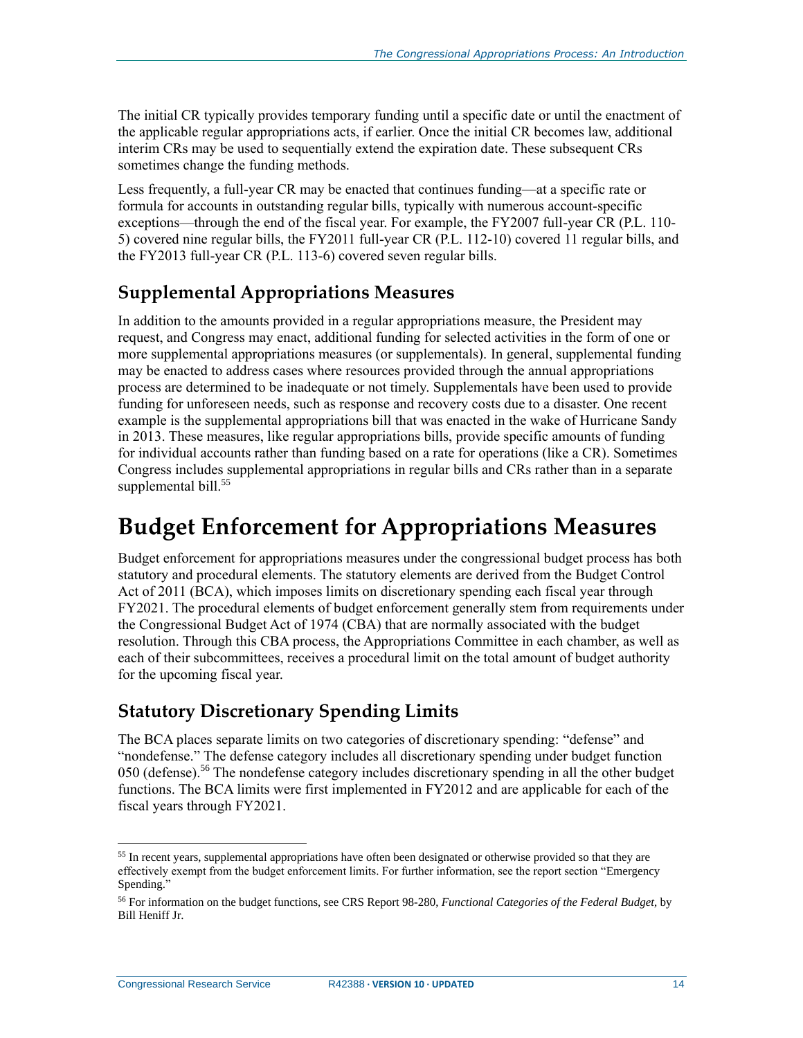The initial CR typically provides temporary funding until a specific date or until the enactment of the applicable regular appropriations acts, if earlier. Once the initial CR becomes law, additional interim CRs may be used to sequentially extend the expiration date. These subsequent CRs sometimes change the funding methods.

Less frequently, a full-year CR may be enacted that continues funding—at a specific rate or formula for accounts in outstanding regular bills, typically with numerous account-specific exceptions—through the end of the fiscal year. For example, the FY2007 full-year CR (P.L. 110-5) covered nine regular bills, the FY2011 full-year CR (P.L. 112-10) covered 11 regular bills, and the FY2013 full-year CR (P.L. 113-6) covered seven regular bills.

## Supplemental Appropriations Measures

In addition to the amounts provided in a regular appropriations measure, the President may request, and Congress may enact, additional funding for selected activities in the form of one or more supplemental appropriations measures (or supplementals). In general, supplemental funding may be enacted to address cases where resources provided through the annual appropriations process are determined to be inadequate or not timely. Supplementals have been used to provide funding for unforeseen needs, such as response and recovery costs due to a disaster. One recent example is the supplemental appropriations bill that was enacted in the wake of Hurricane Sandy in 2013. These measures, like regular appropriations bills, provide specific amounts of funding for individual accounts rather than funding based on a rate for operations (like a CR). Sometimes Congress includes supplemental appropriations in regular bills and CRs rather than in a separate supplemental bill.[55]

# Budget Enforcement for Appropriations Measures

Budget enforcement for appropriations measures under the congressional budget process has both statutory and procedural elements. The statutory elements are derived from the Budget Control Act of 2011 (BCA), which imposes limits on discretionary spending each fiscal year through FY2021. The procedural elements of budget enforcement generally stem from requirements under the Congressional Budget Act of 1974 (CBA) that are normally associated with the budget resolution. Through this CBA process, the Appropriations Committee in each chamber, as well as each of their subcommittees, receives a procedural limit on the total amount of budget authority for the upcoming fiscal year.

## Statutory Discretionary Spending Limits

The BCA places separate limits on two categories of discretionary spending: "defense" and "nondefense." The defense category includes all discretionary spending under budget function 050 (defense).[56] The nondefense category includes discretionary spending in all the other budget functions. The BCA limits were first implemented in FY2012 and are applicable for each of the fiscal years through FY2021.

---

[55] In recent years, supplemental appropriations have often been designated or otherwise provided so that they are effectively exempt from the budget enforcement limits. For further information, see the report section "Emergency Spending."

[56] For information on the budget functions, see CRS Report 98-280, *Functional Categories of the Federal Budget*, by Bill Heniff Jr.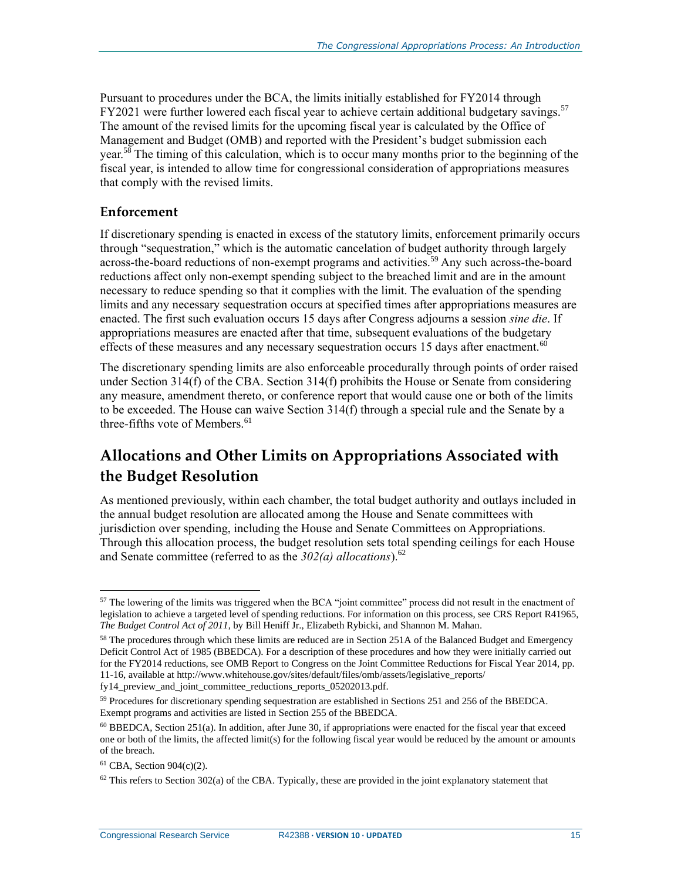Pursuant to procedures under the BCA, the limits initially established for FY2014 through FY2021 were further lowered each fiscal year to achieve certain additional budgetary savings.[57] The amount of the revised limits for the upcoming fiscal year is calculated by the Office of Management and Budget (OMB) and reported with the President's budget submission each year.[58] The timing of this calculation, which is to occur many months prior to the beginning of the fiscal year, is intended to allow time for congressional consideration of appropriations measures that comply with the revised limits.

### Enforcement

If discretionary spending is enacted in excess of the statutory limits, enforcement primarily occurs through "sequestration," which is the automatic cancelation of budget authority through largely across-the-board reductions of non-exempt programs and activities.[59] Any such across-the-board reductions affect only non-exempt spending subject to the breached limit and are in the amount necessary to reduce spending so that it complies with the limit. The evaluation of the spending limits and any necessary sequestration occurs at specified times after appropriations measures are enacted. The first such evaluation occurs 15 days after Congress adjourns a session *sine die*. If appropriations measures are enacted after that time, subsequent evaluations of the budgetary effects of these measures and any necessary sequestration occurs 15 days after enactment.[60]

The discretionary spending limits are also enforceable procedurally through points of order raised under Section 314(f) of the CBA. Section 314(f) prohibits the House or Senate from considering any measure, amendment thereto, or conference report that would cause one or both of the limits to be exceeded. The House can waive Section 314(f) through a special rule and the Senate by a three-fifths vote of Members.[61]

## Allocations and Other Limits on Appropriations Associated with the Budget Resolution

As mentioned previously, within each chamber, the total budget authority and outlays included in the annual budget resolution are allocated among the House and Senate committees with jurisdiction over spending, including the House and Senate Committees on Appropriations. Through this allocation process, the budget resolution sets total spending ceilings for each House and Senate committee (referred to as the *302(a) allocations*).[62]

---

[57] The lowering of the limits was triggered when the BCA "joint committee" process did not result in the enactment of legislation to achieve a targeted level of spending reductions. For information on this process, see CRS Report R41965, *The Budget Control Act of 2011*, by Bill Heniff Jr., Elizabeth Rybicki, and Shannon M. Mahan.

[58] The procedures through which these limits are reduced are in Section 251A of the Balanced Budget and Emergency Deficit Control Act of 1985 (BBEDCA). For a description of these procedures and how they were initially carried out for the FY2014 reductions, see OMB Report to Congress on the Joint Committee Reductions for Fiscal Year 2014, pp. 11-16, available at http://www.whitehouse.gov/sites/default/files/omb/assets/legislative_reports/fy14_preview_and_joint_committee_reductions_reports_05202013.pdf.

[59] Procedures for discretionary spending sequestration are established in Sections 251 and 256 of the BBEDCA. Exempt programs and activities are listed in Section 255 of the BBEDCA.

[60] BBEDCA, Section 251(a). In addition, after June 30, if appropriations were enacted for the fiscal year that exceed one or both of the limits, the affected limit(s) for the following fiscal year would be reduced by the amount or amounts of the breach.

[61] CBA, Section 904(c)(2).

[62] This refers to Section 302(a) of the CBA. Typically, these are provided in the joint explanatory statement that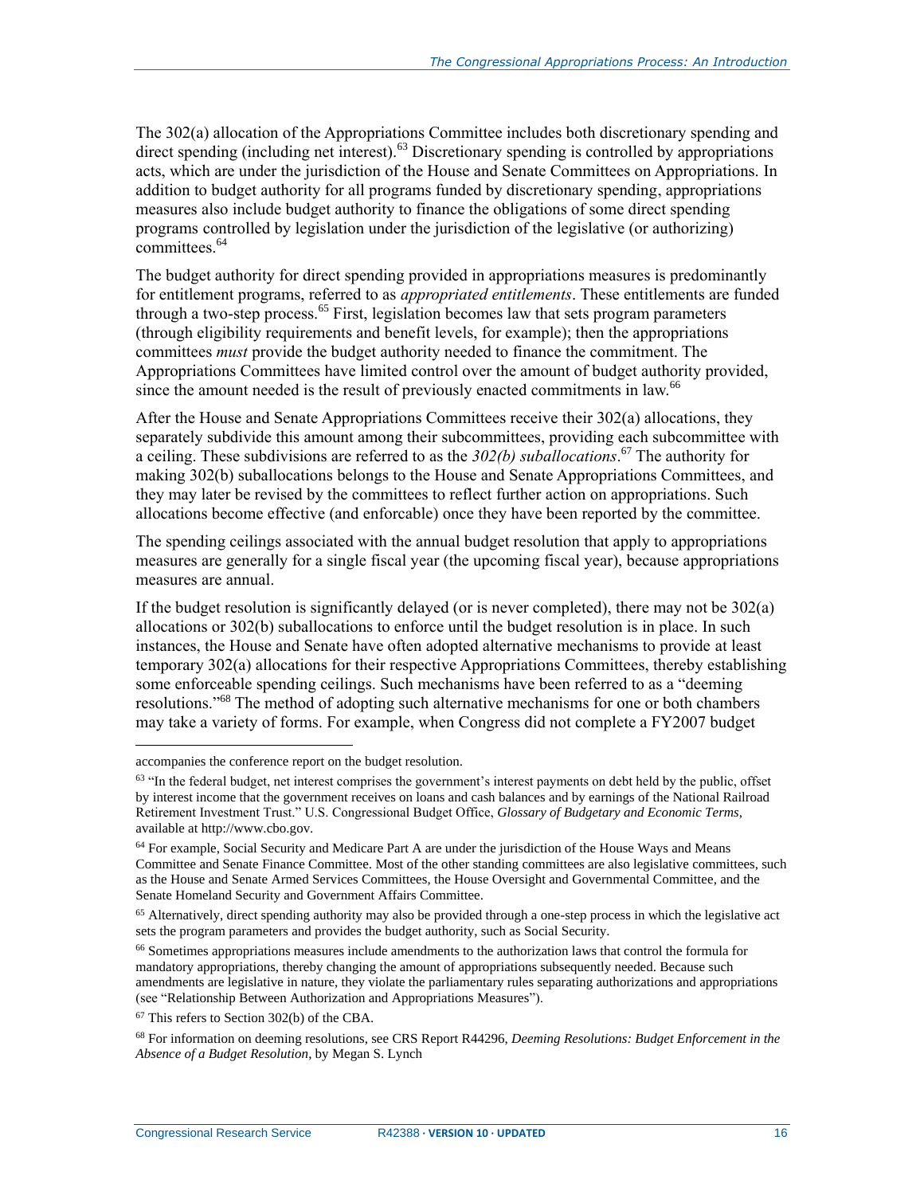The 302(a) allocation of the Appropriations Committee includes both discretionary spending and direct spending (including net interest).[63] Discretionary spending is controlled by appropriations acts, which are under the jurisdiction of the House and Senate Committees on Appropriations. In addition to budget authority for all programs funded by discretionary spending, appropriations measures also include budget authority to finance the obligations of some direct spending programs controlled by legislation under the jurisdiction of the legislative (or authorizing) committees.[64]

The budget authority for direct spending provided in appropriations measures is predominantly for entitlement programs, referred to as *appropriated entitlements*. These entitlements are funded through a two-step process.[65] First, legislation becomes law that sets program parameters (through eligibility requirements and benefit levels, for example); then the appropriations committees *must* provide the budget authority needed to finance the commitment. The Appropriations Committees have limited control over the amount of budget authority provided, since the amount needed is the result of previously enacted commitments in law.[66]

After the House and Senate Appropriations Committees receive their 302(a) allocations, they separately subdivide this amount among their subcommittees, providing each subcommittee with a ceiling. These subdivisions are referred to as the *302(b) suballocations*.[67] The authority for making 302(b) suballocations belongs to the House and Senate Appropriations Committees, and they may later be revised by the committees to reflect further action on appropriations. Such allocations become effective (and enforcable) once they have been reported by the committee.

The spending ceilings associated with the annual budget resolution that apply to appropriations measures are generally for a single fiscal year (the upcoming fiscal year), because appropriations measures are annual.

If the budget resolution is significantly delayed (or is never completed), there may not be 302(a) allocations or 302(b) suballocations to enforce until the budget resolution is in place. In such instances, the House and Senate have often adopted alternative mechanisms to provide at least temporary 302(a) allocations for their respective Appropriations Committees, thereby establishing some enforceable spending ceilings. Such mechanisms have been referred to as a "deeming resolutions."[68] The method of adopting such alternative mechanisms for one or both chambers may take a variety of forms. For example, when Congress did not complete a FY2007 budget

---

accompanies the conference report on the budget resolution.

[63] "In the federal budget, net interest comprises the government's interest payments on debt held by the public, offset by interest income that the government receives on loans and cash balances and by earnings of the National Railroad Retirement Investment Trust." U.S. Congressional Budget Office, *Glossary of Budgetary and Economic Terms*, available at http://www.cbo.gov.

[64] For example, Social Security and Medicare Part A are under the jurisdiction of the House Ways and Means Committee and Senate Finance Committee. Most of the other standing committees are also legislative committees, such as the House and Senate Armed Services Committees, the House Oversight and Governmental Committee, and the Senate Homeland Security and Government Affairs Committee.

[65] Alternatively, direct spending authority may also be provided through a one-step process in which the legislative act sets the program parameters and provides the budget authority, such as Social Security.

[66] Sometimes appropriations measures include amendments to the authorization laws that control the formula for mandatory appropriations, thereby changing the amount of appropriations subsequently needed. Because such amendments are legislative in nature, they violate the parliamentary rules separating authorizations and appropriations (see "Relationship Between Authorization and Appropriations Measures").

[67] This refers to Section 302(b) of the CBA.

[68] For information on deeming resolutions, see CRS Report R44296, *Deeming Resolutions: Budget Enforcement in the Absence of a Budget Resolution*, by Megan S. Lynch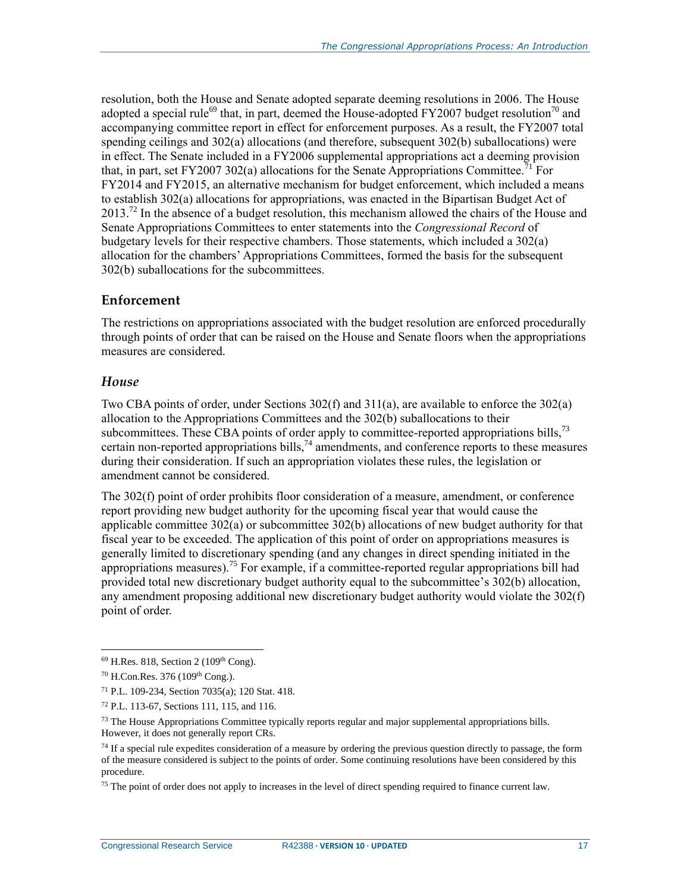resolution, both the House and Senate adopted separate deeming resolutions in 2006. The House adopted a special rule[69] that, in part, deemed the House-adopted FY2007 budget resolution[70] and accompanying committee report in effect for enforcement purposes. As a result, the FY2007 total spending ceilings and 302(a) allocations (and therefore, subsequent 302(b) suballocations) were in effect. The Senate included in a FY2006 supplemental appropriations act a deeming provision that, in part, set FY2007 302(a) allocations for the Senate Appropriations Committee.[71] For FY2014 and FY2015, an alternative mechanism for budget enforcement, which included a means to establish 302(a) allocations for appropriations, was enacted in the Bipartisan Budget Act of 2013.[72] In the absence of a budget resolution, this mechanism allowed the chairs of the House and Senate Appropriations Committees to enter statements into the *Congressional Record* of budgetary levels for their respective chambers. Those statements, which included a 302(a) allocation for the chambers' Appropriations Committees, formed the basis for the subsequent 302(b) suballocations for the subcommittees.

## Enforcement

The restrictions on appropriations associated with the budget resolution are enforced procedurally through points of order that can be raised on the House and Senate floors when the appropriations measures are considered.

### *House*

Two CBA points of order, under Sections 302(f) and 311(a), are available to enforce the 302(a) allocation to the Appropriations Committees and the 302(b) suballocations to their subcommittees. These CBA points of order apply to committee-reported appropriations bills,[73] certain non-reported appropriations bills,[74] amendments, and conference reports to these measures during their consideration. If such an appropriation violates these rules, the legislation or amendment cannot be considered.

The 302(f) point of order prohibits floor consideration of a measure, amendment, or conference report providing new budget authority for the upcoming fiscal year that would cause the applicable committee 302(a) or subcommittee 302(b) allocations of new budget authority for that fiscal year to be exceeded. The application of this point of order on appropriations measures is generally limited to discretionary spending (and any changes in direct spending initiated in the appropriations measures).[75] For example, if a committee-reported regular appropriations bill had provided total new discretionary budget authority equal to the subcommittee's 302(b) allocation, any amendment proposing additional new discretionary budget authority would violate the 302(f) point of order.

---

[69] H.Res. 818, Section 2 (109th Cong).

[70] H.Con.Res. 376 (109th Cong.).

[71] P.L. 109-234, Section 7035(a); 120 Stat. 418.

[72] P.L. 113-67, Sections 111, 115, and 116.

[73] The House Appropriations Committee typically reports regular and major supplemental appropriations bills. However, it does not generally report CRs.

[74] If a special rule expedites consideration of a measure by ordering the previous question directly to passage, the form of the measure considered is subject to the points of order. Some continuing resolutions have been considered by this procedure.

[75] The point of order does not apply to increases in the level of direct spending required to finance current law.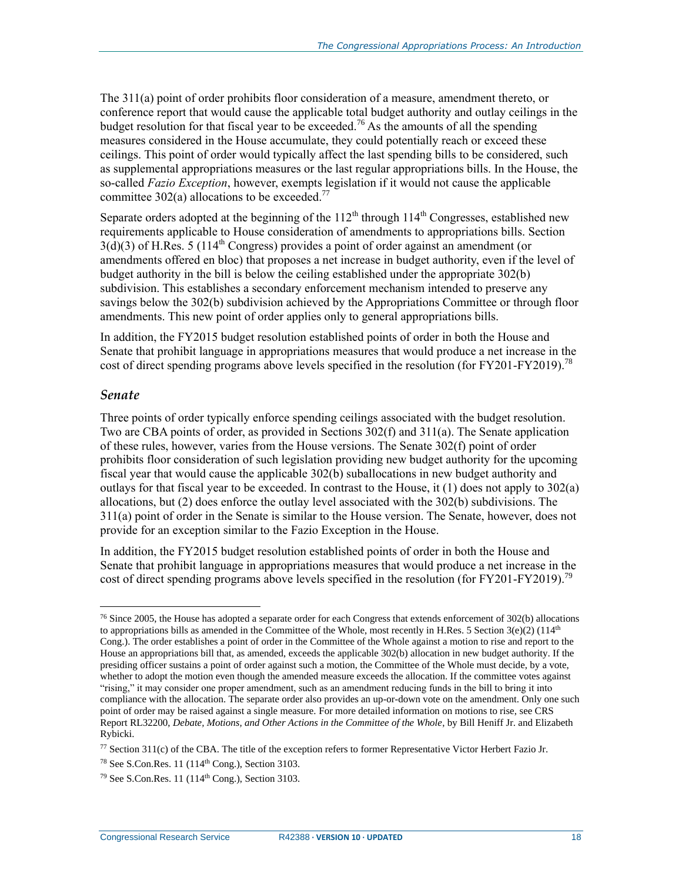The 311(a) point of order prohibits floor consideration of a measure, amendment thereto, or conference report that would cause the applicable total budget authority and outlay ceilings in the budget resolution for that fiscal year to be exceeded.[76] As the amounts of all the spending measures considered in the House accumulate, they could potentially reach or exceed these ceilings. This point of order would typically affect the last spending bills to be considered, such as supplemental appropriations measures or the last regular appropriations bills. In the House, the so-called *Fazio Exception*, however, exempts legislation if it would not cause the applicable committee 302(a) allocations to be exceeded.[77]

Separate orders adopted at the beginning of the 112th through 114th Congresses, established new requirements applicable to House consideration of amendments to appropriations bills. Section 3(d)(3) of H.Res. 5 (114th Congress) provides a point of order against an amendment (or amendments offered en bloc) that proposes a net increase in budget authority, even if the level of budget authority in the bill is below the ceiling established under the appropriate 302(b) subdivision. This establishes a secondary enforcement mechanism intended to preserve any savings below the 302(b) subdivision achieved by the Appropriations Committee or through floor amendments. This new point of order applies only to general appropriations bills.

In addition, the FY2015 budget resolution established points of order in both the House and Senate that prohibit language in appropriations measures that would produce a net increase in the cost of direct spending programs above levels specified in the resolution (for FY201-FY2019).[78]

### Senate

Three points of order typically enforce spending ceilings associated with the budget resolution. Two are CBA points of order, as provided in Sections 302(f) and 311(a). The Senate application of these rules, however, varies from the House versions. The Senate 302(f) point of order prohibits floor consideration of such legislation providing new budget authority for the upcoming fiscal year that would cause the applicable 302(b) suballocations in new budget authority and outlays for that fiscal year to be exceeded. In contrast to the House, it (1) does not apply to 302(a) allocations, but (2) does enforce the outlay level associated with the 302(b) subdivisions. The 311(a) point of order in the Senate is similar to the House version. The Senate, however, does not provide for an exception similar to the Fazio Exception in the House.

In addition, the FY2015 budget resolution established points of order in both the House and Senate that prohibit language in appropriations measures that would produce a net increase in the cost of direct spending programs above levels specified in the resolution (for FY201-FY2019).[79]

---

[76] Since 2005, the House has adopted a separate order for each Congress that extends enforcement of 302(b) allocations to appropriations bills as amended in the Committee of the Whole, most recently in H.Res. 5 Section 3(e)(2) (114th Cong.). The order establishes a point of order in the Committee of the Whole against a motion to rise and report to the House an appropriations bill that, as amended, exceeds the applicable 302(b) allocation in new budget authority. If the presiding officer sustains a point of order against such a motion, the Committee of the Whole must decide, by a vote, whether to adopt the motion even though the amended measure exceeds the allocation. If the committee votes against "rising," it may consider one proper amendment, such as an amendment reducing funds in the bill to bring it into compliance with the allocation. The separate order also provides an up-or-down vote on the amendment. Only one such point of order may be raised against a single measure. For more detailed information on motions to rise, see CRS Report RL32200, *Debate, Motions, and Other Actions in the Committee of the Whole*, by Bill Heniff Jr. and Elizabeth Rybicki.

[77] Section 311(c) of the CBA. The title of the exception refers to former Representative Victor Herbert Fazio Jr.

[78] See S.Con.Res. 11 (114th Cong.), Section 3103.

[79] See S.Con.Res. 11 (114th Cong.), Section 3103.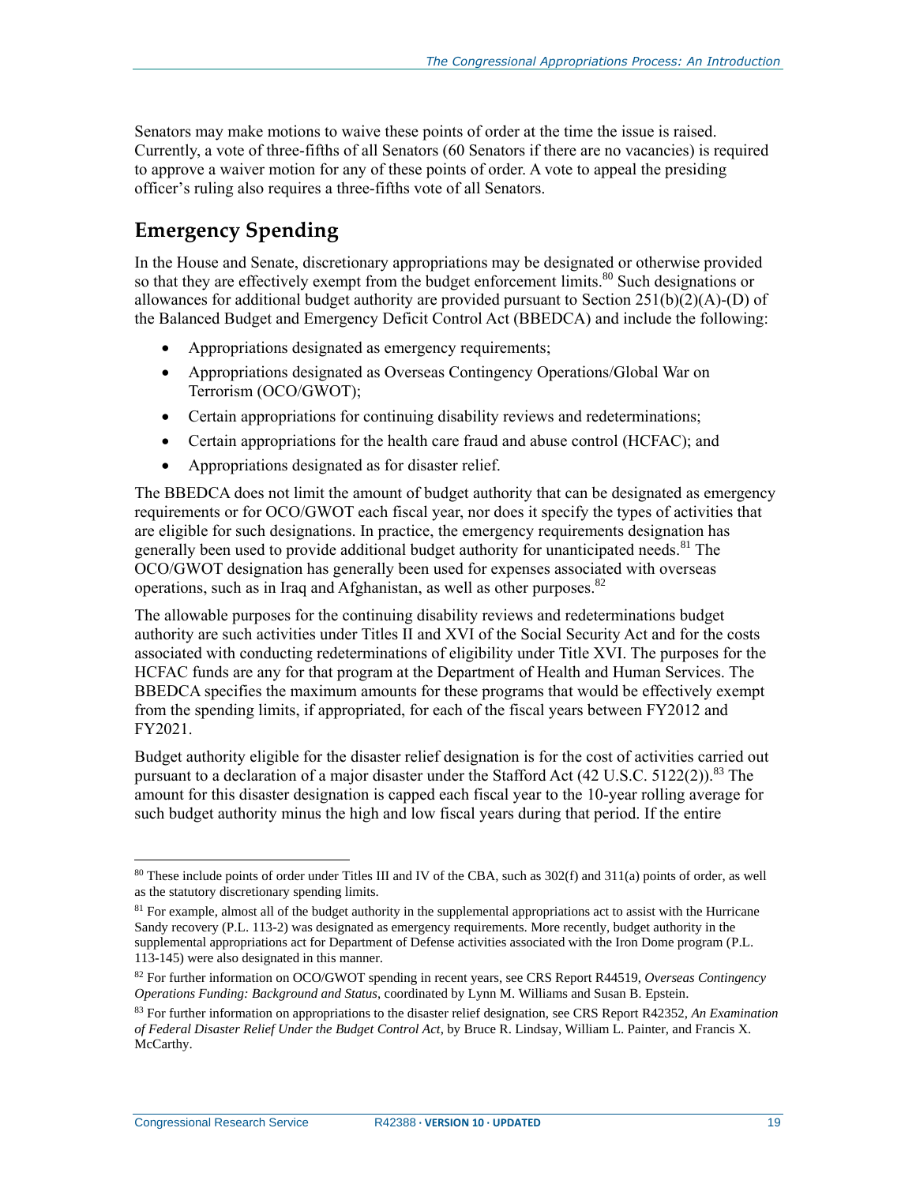Senators may make motions to waive these points of order at the time the issue is raised. Currently, a vote of three-fifths of all Senators (60 Senators if there are no vacancies) is required to approve a waiver motion for any of these points of order. A vote to appeal the presiding officer's ruling also requires a three-fifths vote of all Senators.

## Emergency Spending

In the House and Senate, discretionary appropriations may be designated or otherwise provided so that they are effectively exempt from the budget enforcement limits.[80] Such designations or allowances for additional budget authority are provided pursuant to Section 251(b)(2)(A)-(D) of the Balanced Budget and Emergency Deficit Control Act (BBEDCA) and include the following:

- Appropriations designated as emergency requirements;
- Appropriations designated as Overseas Contingency Operations/Global War on Terrorism (OCO/GWOT);
- Certain appropriations for continuing disability reviews and redeterminations;
- Certain appropriations for the health care fraud and abuse control (HCFAC); and
- Appropriations designated as for disaster relief.

The BBEDCA does not limit the amount of budget authority that can be designated as emergency requirements or for OCO/GWOT each fiscal year, nor does it specify the types of activities that are eligible for such designations. In practice, the emergency requirements designation has generally been used to provide additional budget authority for unanticipated needs.[81] The OCO/GWOT designation has generally been used for expenses associated with overseas operations, such as in Iraq and Afghanistan, as well as other purposes.[82]

The allowable purposes for the continuing disability reviews and redeterminations budget authority are such activities under Titles II and XVI of the Social Security Act and for the costs associated with conducting redeterminations of eligibility under Title XVI. The purposes for the HCFAC funds are any for that program at the Department of Health and Human Services. The BBEDCA specifies the maximum amounts for these programs that would be effectively exempt from the spending limits, if appropriated, for each of the fiscal years between FY2012 and FY2021.

Budget authority eligible for the disaster relief designation is for the cost of activities carried out pursuant to a declaration of a major disaster under the Stafford Act (42 U.S.C. 5122(2)).[83] The amount for this disaster designation is capped each fiscal year to the 10-year rolling average for such budget authority minus the high and low fiscal years during that period. If the entire

---

[80] These include points of order under Titles III and IV of the CBA, such as 302(f) and 311(a) points of order, as well as the statutory discretionary spending limits.

[81] For example, almost all of the budget authority in the supplemental appropriations act to assist with the Hurricane Sandy recovery (P.L. 113-2) was designated as emergency requirements. More recently, budget authority in the supplemental appropriations act for Department of Defense activities associated with the Iron Dome program (P.L. 113-145) were also designated in this manner.

[82] For further information on OCO/GWOT spending in recent years, see CRS Report R44519, *Overseas Contingency Operations Funding: Background and Status*, coordinated by Lynn M. Williams and Susan B. Epstein.

[83] For further information on appropriations to the disaster relief designation, see CRS Report R42352, *An Examination of Federal Disaster Relief Under the Budget Control Act*, by Bruce R. Lindsay, William L. Painter, and Francis X. McCarthy.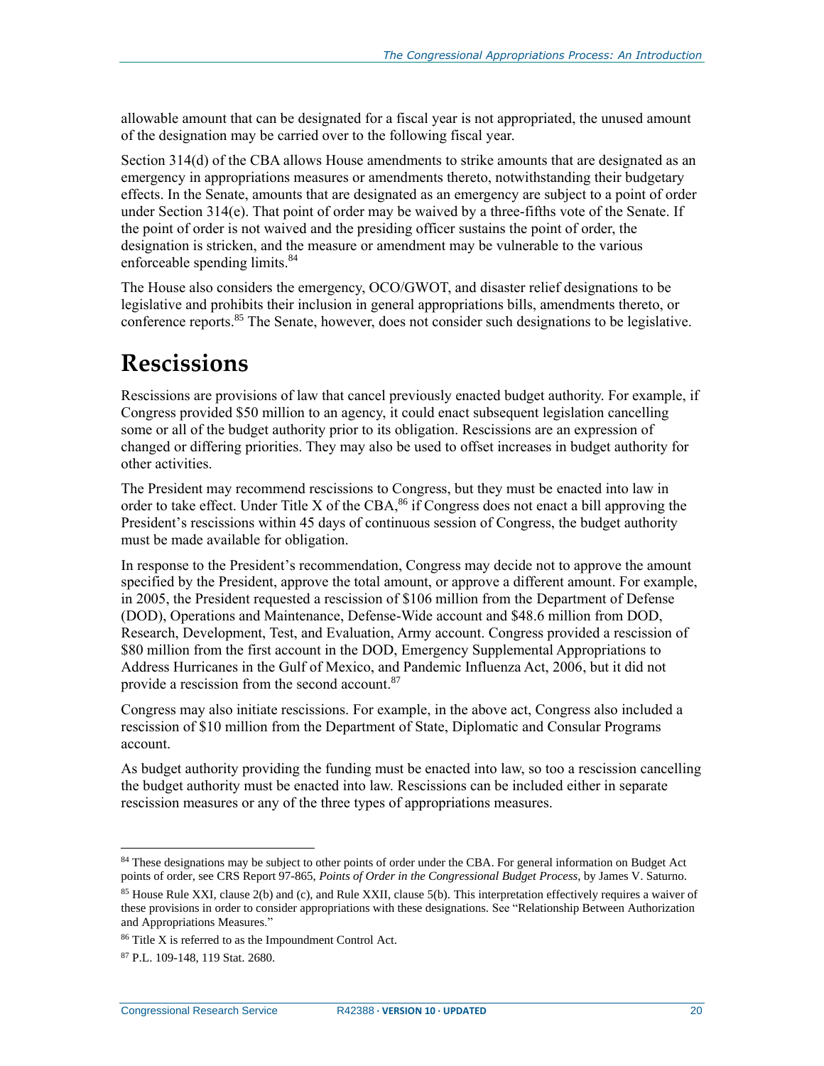allowable amount that can be designated for a fiscal year is not appropriated, the unused amount of the designation may be carried over to the following fiscal year.

Section 314(d) of the CBA allows House amendments to strike amounts that are designated as an emergency in appropriations measures or amendments thereto, notwithstanding their budgetary effects. In the Senate, amounts that are designated as an emergency are subject to a point of order under Section 314(e). That point of order may be waived by a three-fifths vote of the Senate. If the point of order is not waived and the presiding officer sustains the point of order, the designation is stricken, and the measure or amendment may be vulnerable to the various enforceable spending limits.[84]

The House also considers the emergency, OCO/GWOT, and disaster relief designations to be legislative and prohibits their inclusion in general appropriations bills, amendments thereto, or conference reports.[85] The Senate, however, does not consider such designations to be legislative.

# Rescissions

Rescissions are provisions of law that cancel previously enacted budget authority. For example, if Congress provided $50 million to an agency, it could enact subsequent legislation cancelling some or all of the budget authority prior to its obligation. Rescissions are an expression of changed or differing priorities. They may also be used to offset increases in budget authority for other activities.

The President may recommend rescissions to Congress, but they must be enacted into law in order to take effect. Under Title X of the CBA,[86] if Congress does not enact a bill approving the President's rescissions within 45 days of continuous session of Congress, the budget authority must be made available for obligation.

In response to the President's recommendation, Congress may decide not to approve the amount specified by the President, approve the total amount, or approve a different amount. For example, in 2005, the President requested a rescission of $106 million from the Department of Defense (DOD), Operations and Maintenance, Defense-Wide account and $48.6 million from DOD, Research, Development, Test, and Evaluation, Army account. Congress provided a rescission of $80 million from the first account in the DOD, Emergency Supplemental Appropriations to Address Hurricanes in the Gulf of Mexico, and Pandemic Influenza Act, 2006, but it did not provide a rescission from the second account.[87]

Congress may also initiate rescissions. For example, in the above act, Congress also included a rescission of $10 million from the Department of State, Diplomatic and Consular Programs account.

As budget authority providing the funding must be enacted into law, so too a rescission cancelling the budget authority must be enacted into law. Rescissions can be included either in separate rescission measures or any of the three types of appropriations measures.

---

[84] These designations may be subject to other points of order under the CBA. For general information on Budget Act points of order, see CRS Report 97-865, *Points of Order in the Congressional Budget Process*, by James V. Saturno.

[85] House Rule XXI, clause 2(b) and (c), and Rule XXII, clause 5(b). This interpretation effectively requires a waiver of these provisions in order to consider appropriations with these designations. See "Relationship Between Authorization and Appropriations Measures."

[86] Title X is referred to as the Impoundment Control Act.

[87] P.L. 109-148, 119 Stat. 2680.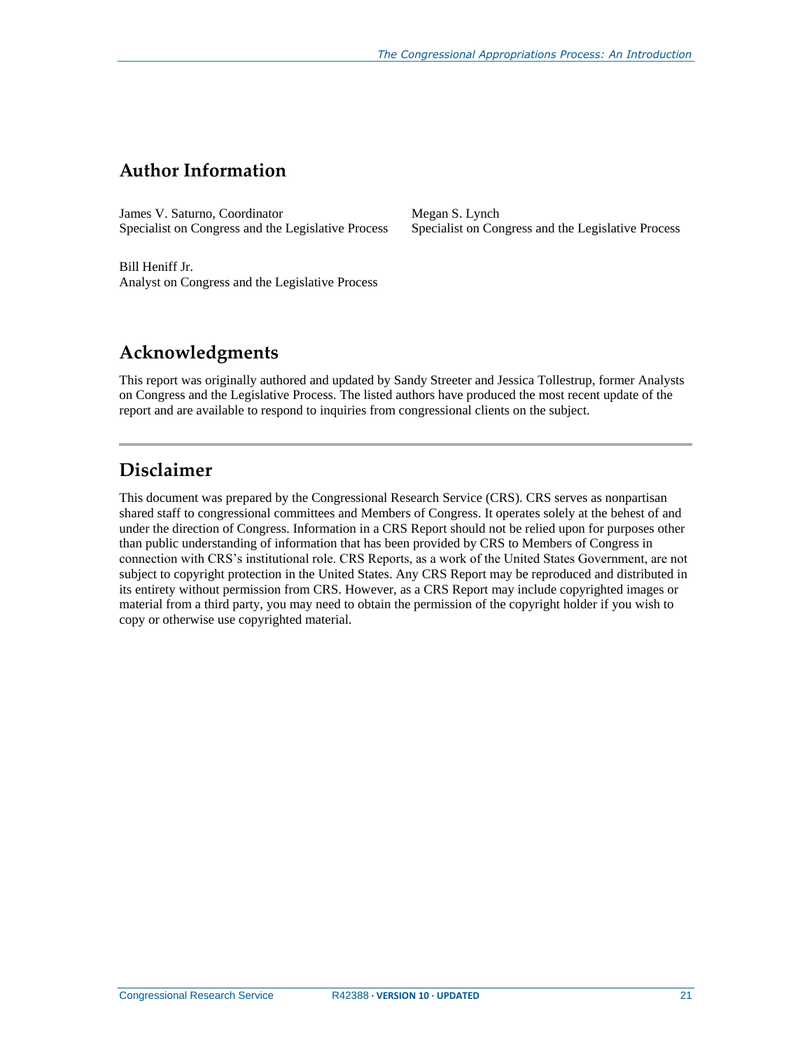## Author Information

James V. Saturno, Coordinator
Specialist on Congress and the Legislative Process

Megan S. Lynch
Specialist on Congress and the Legislative Process

Bill Heniff Jr.
Analyst on Congress and the Legislative Process

## Acknowledgments

This report was originally authored and updated by Sandy Streeter and Jessica Tollestrup, former Analysts on Congress and the Legislative Process. The listed authors have produced the most recent update of the report and are available to respond to inquiries from congressional clients on the subject.

## Disclaimer

This document was prepared by the Congressional Research Service (CRS). CRS serves as nonpartisan shared staff to congressional committees and Members of Congress. It operates solely at the behest of and under the direction of Congress. Information in a CRS Report should not be relied upon for purposes other than public understanding of information that has been provided by CRS to Members of Congress in connection with CRS's institutional role. CRS Reports, as a work of the United States Government, are not subject to copyright protection in the United States. Any CRS Report may be reproduced and distributed in its entirety without permission from CRS. However, as a CRS Report may include copyrighted images or material from a third party, you may need to obtain the permission of the copyright holder if you wish to copy or otherwise use copyrighted material.